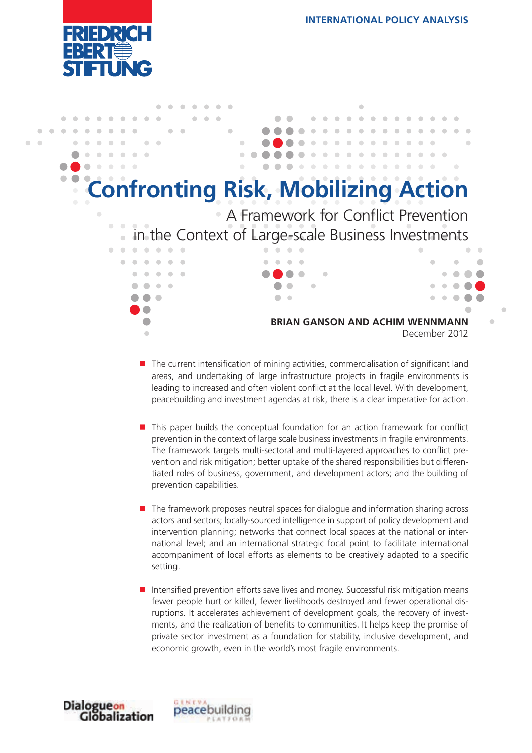FRIEDRICH EBERT STIFTUNG

INTERNATIONAL POLICY ANALYSIS

# Confronting Risk, Mobilizing Action

## A Framework for Conflict Prevention in the Context of Large-scale Business Investments

**BRIAN GANSON AND ACHIM WENNMANN**
December 2012

- The current intensification of mining activities, commercialisation of significant land areas, and undertaking of large infrastructure projects in fragile environments is leading to increased and often violent conflict at the local level. With development, peacebuilding and investment agendas at risk, there is a clear imperative for action.

- This paper builds the conceptual foundation for an action framework for conflict prevention in the context of large scale business investments in fragile environments. The framework targets multi-sectoral and multi-layered approaches to conflict prevention and risk mitigation; better uptake of the shared responsibilities but differentiated roles of business, government, and development actors; and the building of prevention capabilities.

- The framework proposes neutral spaces for dialogue and information sharing across actors and sectors; locally-sourced intelligence in support of policy development and intervention planning; networks that connect local spaces at the national or international level; and an international strategic focal point to facilitate international accompaniment of local efforts as elements to be creatively adapted to a specific setting.

- Intensified prevention efforts save lives and money. Successful risk mitigation means fewer people hurt or killed, fewer livelihoods destroyed and fewer operational disruptions. It accelerates achievement of development goals, the recovery of investments, and the realization of benefits to communities. It helps keep the promise of private sector investment as a foundation for stability, inclusive development, and economic growth, even in the world's most fragile environments.

Dialogue on Globalization

Geneva peacebuilding Platform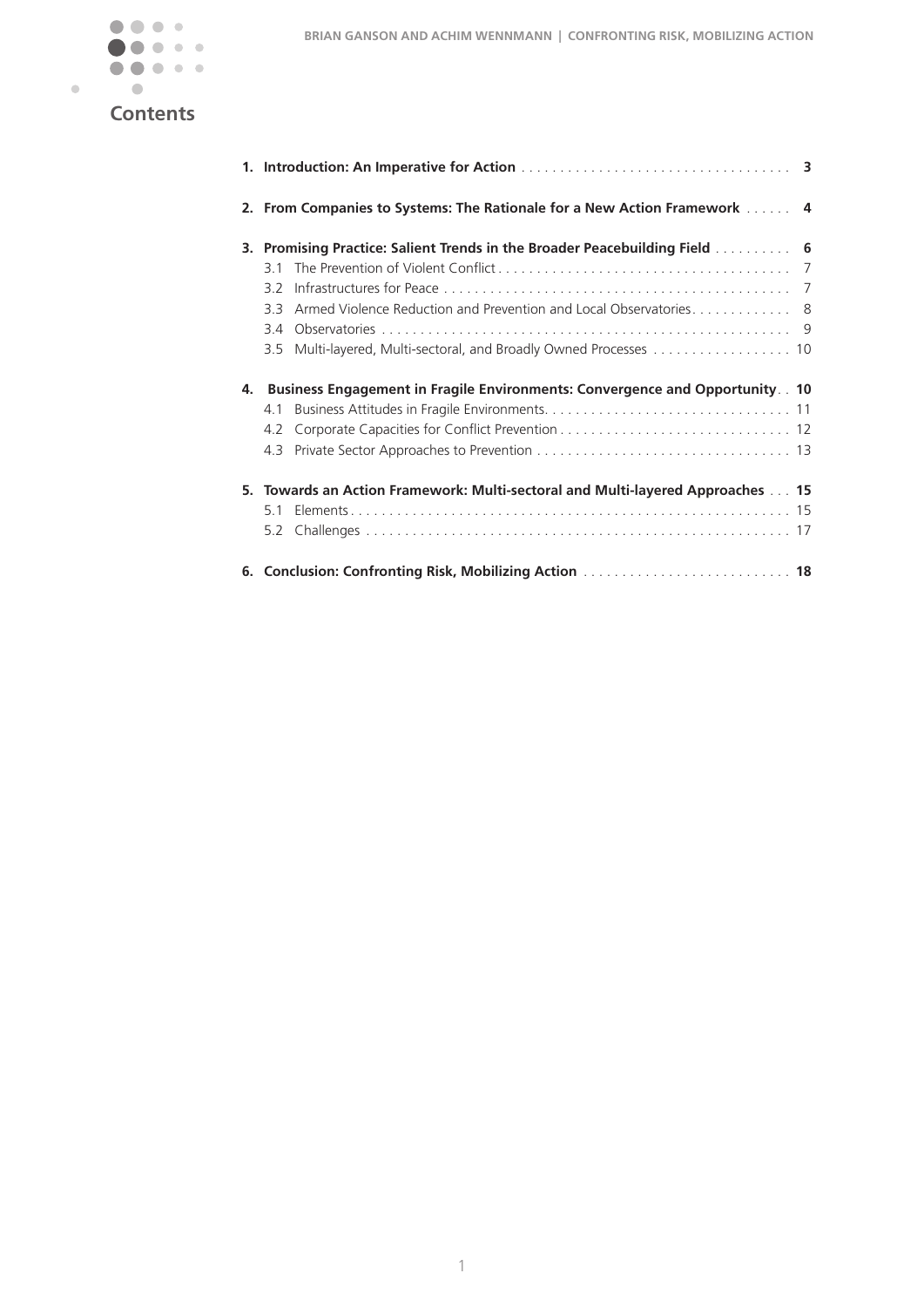# Contents

1. **Introduction: An Imperative for Action** .................................... **3**

2. **From Companies to Systems: The Rationale for a New Action Framework** ...... **4**

3. **Promising Practice: Salient Trends in the Broader Peacebuilding Field** .......... **6**
   - 3.1 The Prevention of Violent Conflict ...................................... 7
   - 3.2 Infrastructures for Peace ............................................. 7
   - 3.3 Armed Violence Reduction and Prevention and Local Observatories ............. 8
   - 3.4 Observatories ..................................................... 9
   - 3.5 Multi-layered, Multi-sectoral, and Broadly Owned Processes .................. 10

4. **Business Engagement in Fragile Environments: Convergence and Opportunity** .. **10**
   - 4.1 Business Attitudes in Fragile Environments ................................ 11
   - 4.2 Corporate Capacities for Conflict Prevention .............................. 12
   - 4.3 Private Sector Approaches to Prevention .................................. 13

5. **Towards an Action Framework: Multi-sectoral and Multi-layered Approaches** ... **15**
   - 5.1 Elements ......................................................... 15
   - 5.2 Challenges ....................................................... 17

6. **Conclusion: Confronting Risk, Mobilizing Action** ........................... **18**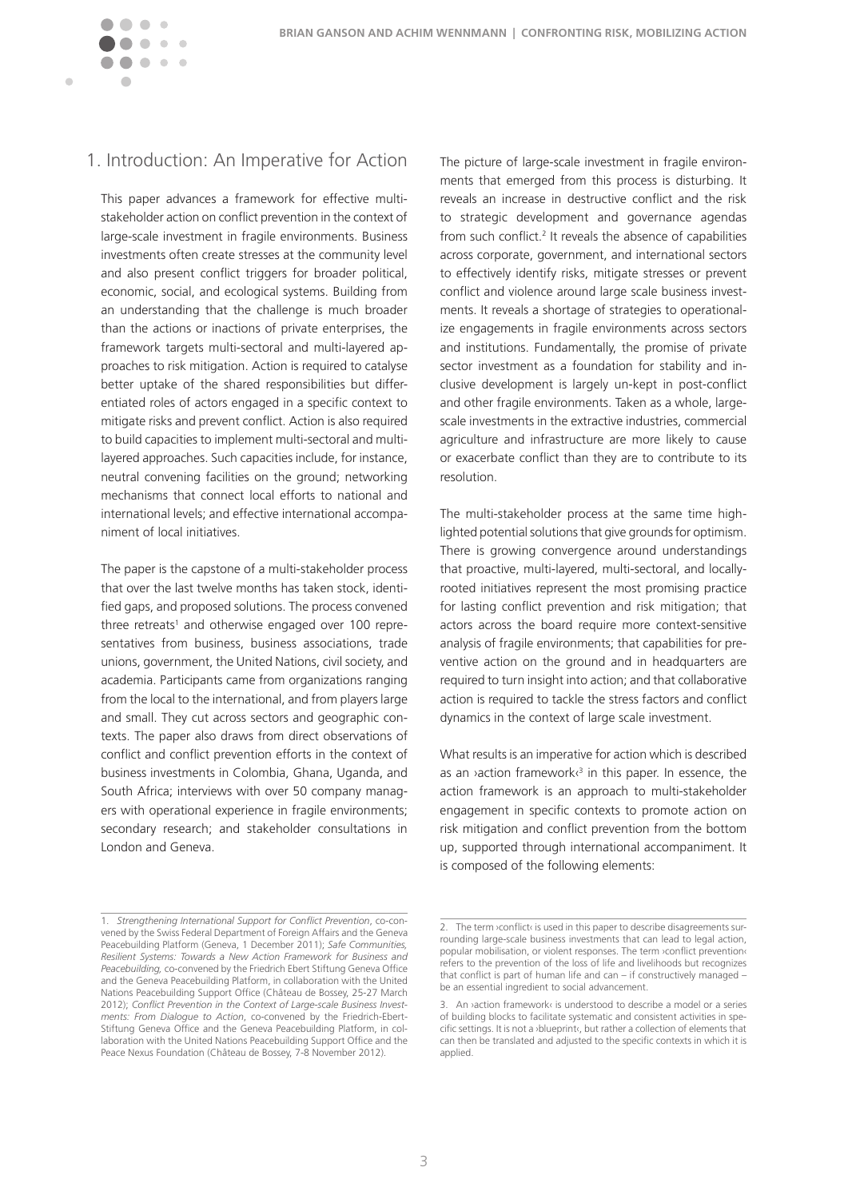## 1. Introduction: An Imperative for Action

This paper advances a framework for effective multi-stakeholder action on conflict prevention in the context of large-scale investment in fragile environments. Business investments often create stresses at the community level and also present conflict triggers for broader political, economic, social, and ecological systems. Building from an understanding that the challenge is much broader than the actions or inactions of private enterprises, the framework targets multi-sectoral and multi-layered approaches to risk mitigation. Action is required to catalyse better uptake of the shared responsibilities but differentiated roles of actors engaged in a specific context to mitigate risks and prevent conflict. Action is also required to build capacities to implement multi-sectoral and multi-layered approaches. Such capacities include, for instance, neutral convening facilities on the ground; networking mechanisms that connect local efforts to national and international levels; and effective international accompaniment of local initiatives.

The paper is the capstone of a multi-stakeholder process that over the last twelve months has taken stock, identified gaps, and proposed solutions. The process convened three retreats[1] and otherwise engaged over 100 representatives from business, business associations, trade unions, government, the United Nations, civil society, and academia. Participants came from organizations ranging from the local to the international, and from players large and small. They cut across sectors and geographic contexts. The paper also draws from direct observations of conflict and conflict prevention efforts in the context of business investments in Colombia, Ghana, Uganda, and South Africa; interviews with over 50 company managers with operational experience in fragile environments; secondary research; and stakeholder consultations in London and Geneva.

The picture of large-scale investment in fragile environments that emerged from this process is disturbing. It reveals an increase in destructive conflict and the risk to strategic development and governance agendas from such conflict.[2] It reveals the absence of capabilities across corporate, government, and international sectors to effectively identify risks, mitigate stresses or prevent conflict and violence around large scale business investments. It reveals a shortage of strategies to operationalize engagements in fragile environments across sectors and institutions. Fundamentally, the promise of private sector investment as a foundation for stability and inclusive development is largely un-kept in post-conflict and other fragile environments. Taken as a whole, large-scale investments in the extractive industries, commercial agriculture and infrastructure are more likely to cause or exacerbate conflict than they are to contribute to its resolution.

The multi-stakeholder process at the same time highlighted potential solutions that give grounds for optimism. There is growing convergence around understandings that proactive, multi-layered, multi-sectoral, and locally-rooted initiatives represent the most promising practice for lasting conflict prevention and risk mitigation; that actors across the board require more context-sensitive analysis of fragile environments; that capabilities for preventive action on the ground and in headquarters are required to turn insight into action; and that collaborative action is required to tackle the stress factors and conflict dynamics in the context of large scale investment.

What results is an imperative for action which is described as an ›action framework‹[3] in this paper. In essence, the action framework is an approach to multi-stakeholder engagement in specific contexts to promote action on risk mitigation and conflict prevention from the bottom up, supported through international accompaniment. It is composed of the following elements:

---

1. *Strengthening International Support for Conflict Prevention*, co-convened by the Swiss Federal Department of Foreign Affairs and the Geneva Peacebuilding Platform (Geneva, 1 December 2011); *Safe Communities, Resilient Systems: Towards a New Action Framework for Business and Peacebuilding*, co-convened by the Friedrich Ebert Stiftung Geneva Office and the Geneva Peacebuilding Platform, in collaboration with the United Nations Peacebuilding Support Office (Château de Bossey, 25-27 March 2012); *Conflict Prevention in the Context of Large-scale Business Investments: From Dialogue to Action*, co-convened by the Friedrich-Ebert-Stiftung Geneva Office and the Geneva Peacebuilding Platform, in collaboration with the United Nations Peacebuilding Support Office and the Peace Nexus Foundation (Château de Bossey, 7-8 November 2012).

2. The term ›conflict‹ is used in this paper to describe disagreements surrounding large-scale business investments that can lead to legal action, popular mobilisation, or violent responses. The term ›conflict prevention‹ refers to the prevention of the loss of life and livelihoods but recognizes that conflict is part of human life and can – if constructively managed – be an essential ingredient to social advancement.

3. An ›action framework‹ is understood to describe a model or a series of building blocks to facilitate systematic and consistent activities in specific settings. It is not a ›blueprint‹, but rather a collection of elements that can then be translated and adjusted to the specific contexts in which it is applied.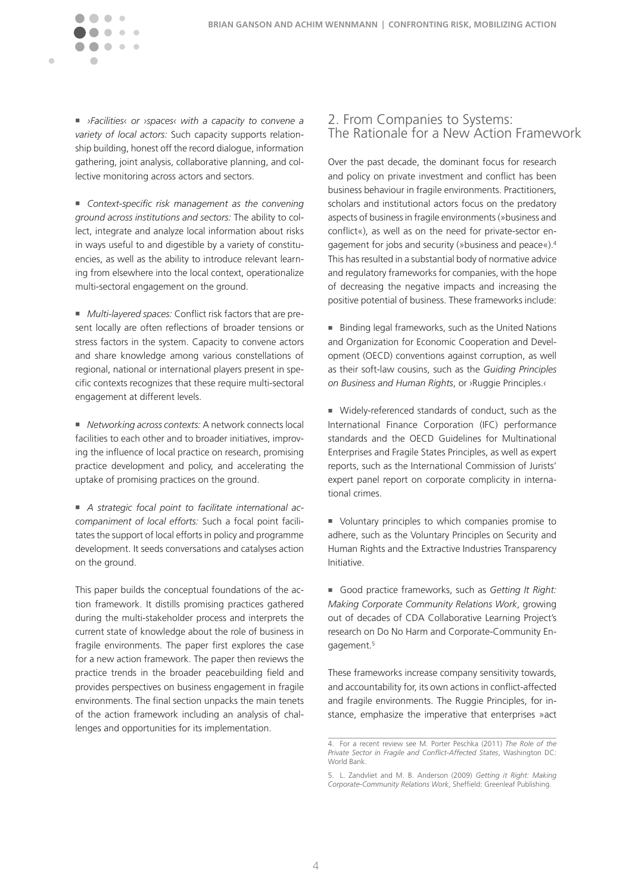- *›Facilities‹ or ›spaces‹ with a capacity to convene a variety of local actors:* Such capacity supports relationship building, honest off the record dialogue, information gathering, joint analysis, collaborative planning, and collective monitoring across actors and sectors.

- *Context-specific risk management as the convening ground across institutions and sectors:* The ability to collect, integrate and analyze local information about risks in ways useful to and digestible by a variety of constituencies, as well as the ability to introduce relevant learning from elsewhere into the local context, operationalize multi-sectoral engagement on the ground.

- *Multi-layered spaces:* Conflict risk factors that are present locally are often reflections of broader tensions or stress factors in the system. Capacity to convene actors and share knowledge among various constellations of regional, national or international players present in specific contexts recognizes that these require multi-sectoral engagement at different levels.

- *Networking across contexts:* A network connects local facilities to each other and to broader initiatives, improving the influence of local practice on research, promising practice development and policy, and accelerating the uptake of promising practices on the ground.

- *A strategic focal point to facilitate international accompaniment of local efforts:* Such a focal point facilitates the support of local efforts in policy and programme development. It seeds conversations and catalyses action on the ground.

This paper builds the conceptual foundations of the action framework. It distills promising practices gathered during the multi-stakeholder process and interprets the current state of knowledge about the role of business in fragile environments. The paper first explores the case for a new action framework. The paper then reviews the practice trends in the broader peacebuilding field and provides perspectives on business engagement in fragile environments. The final section unpacks the main tenets of the action framework including an analysis of challenges and opportunities for its implementation.

## 2. From Companies to Systems: The Rationale for a New Action Framework

Over the past decade, the dominant focus for research and policy on private investment and conflict has been business behaviour in fragile environments. Practitioners, scholars and institutional actors focus on the predatory aspects of business in fragile environments (»business and conflict«), as well as on the need for private-sector engagement for jobs and security (»business and peace«).[4] This has resulted in a substantial body of normative advice and regulatory frameworks for companies, with the hope of decreasing the negative impacts and increasing the positive potential of business. These frameworks include:

- Binding legal frameworks, such as the United Nations and Organization for Economic Cooperation and Development (OECD) conventions against corruption, as well as their soft-law cousins, such as the *Guiding Principles on Business and Human Rights*, or ›Ruggie Principles.‹

- Widely-referenced standards of conduct, such as the International Finance Corporation (IFC) performance standards and the OECD Guidelines for Multinational Enterprises and Fragile States Principles, as well as expert reports, such as the International Commission of Jurists' expert panel report on corporate complicity in international crimes.

- Voluntary principles to which companies promise to adhere, such as the Voluntary Principles on Security and Human Rights and the Extractive Industries Transparency Initiative.

- Good practice frameworks, such as *Getting It Right: Making Corporate Community Relations Work*, growing out of decades of CDA Collaborative Learning Project's research on Do No Harm and Corporate-Community Engagement.[5]

These frameworks increase company sensitivity towards, and accountability for, its own actions in conflict-affected and fragile environments. The Ruggie Principles, for instance, emphasize the imperative that enterprises »act

4. For a recent review see M. Porter Peschka (2011) *The Role of the Private Sector in Fragile and Conflict-Affected States*, Washington DC: World Bank.

5. L. Zandvliet and M. B. Anderson (2009) *Getting it Right: Making Corporate-Community Relations Work*, Sheffield: Greenleaf Publishing.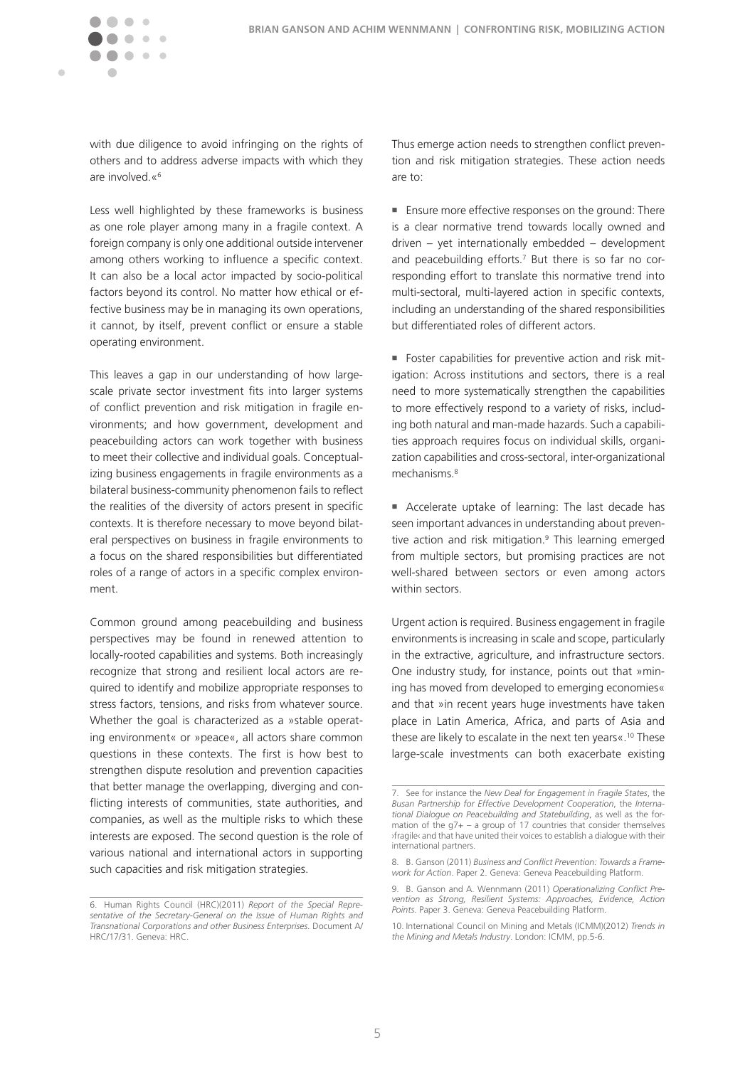with due diligence to avoid infringing on the rights of others and to address adverse impacts with which they are involved.«[6]

Less well highlighted by these frameworks is business as one role player among many in a fragile context. A foreign company is only one additional outside intervener among others working to influence a specific context. It can also be a local actor impacted by socio-political factors beyond its control. No matter how ethical or effective business may be in managing its own operations, it cannot, by itself, prevent conflict or ensure a stable operating environment.

This leaves a gap in our understanding of how large-scale private sector investment fits into larger systems of conflict prevention and risk mitigation in fragile environments; and how government, development and peacebuilding actors can work together with business to meet their collective and individual goals. Conceptualizing business engagements in fragile environments as a bilateral business-community phenomenon fails to reflect the realities of the diversity of actors present in specific contexts. It is therefore necessary to move beyond bilateral perspectives on business in fragile environments to a focus on the shared responsibilities but differentiated roles of a range of actors in a specific complex environment.

Common ground among peacebuilding and business perspectives may be found in renewed attention to locally-rooted capabilities and systems. Both increasingly recognize that strong and resilient local actors are required to identify and mobilize appropriate responses to stress factors, tensions, and risks from whatever source. Whether the goal is characterized as a »stable operating environment« or »peace«, all actors share common questions in these contexts. The first is how best to strengthen dispute resolution and prevention capacities that better manage the overlapping, diverging and conflicting interests of communities, state authorities, and companies, as well as the multiple risks to which these interests are exposed. The second question is the role of various national and international actors in supporting such capacities and risk mitigation strategies.

Thus emerge action needs to strengthen conflict prevention and risk mitigation strategies. These action needs are to:

- Ensure more effective responses on the ground: There is a clear normative trend towards locally owned and driven – yet internationally embedded – development and peacebuilding efforts.[7] But there is so far no corresponding effort to translate this normative trend into multi-sectoral, multi-layered action in specific contexts, including an understanding of the shared responsibilities but differentiated roles of different actors.

- Foster capabilities for preventive action and risk mitigation: Across institutions and sectors, there is a real need to more systematically strengthen the capabilities to more effectively respond to a variety of risks, including both natural and man-made hazards. Such a capabilities approach requires focus on individual skills, organization capabilities and cross-sectoral, inter-organizational mechanisms.[8]

- Accelerate uptake of learning: The last decade has seen important advances in understanding about preventive action and risk mitigation.[9] This learning emerged from multiple sectors, but promising practices are not well-shared between sectors or even among actors within sectors.

Urgent action is required. Business engagement in fragile environments is increasing in scale and scope, particularly in the extractive, agriculture, and infrastructure sectors. One industry study, for instance, points out that »mining has moved from developed to emerging economies« and that »in recent years huge investments have taken place in Latin America, Africa, and parts of Asia and these are likely to escalate in the next ten years«.[10] These large-scale investments can both exacerbate existing

---

6. Human Rights Council (HRC)(2011) *Report of the Special Representative of the Secretary-General on the Issue of Human Rights and Transnational Corporations and other Business Enterprises*. Document A/HRC/17/31. Geneva: HRC.

7. See for instance the *New Deal for Engagement in Fragile States*, the *Busan Partnership for Effective Development Cooperation*, the *International Dialogue on Peacebuilding and Statebuilding*, as well as the formation of the g7+ – a group of 17 countries that consider themselves ›fragile‹ and that have united their voices to establish a dialogue with their international partners.

8. B. Ganson (2011) *Business and Conflict Prevention: Towards a Framework for Action*. Paper 2. Geneva: Geneva Peacebuilding Platform.

9. B. Ganson and A. Wennmann (2011) *Operationalizing Conflict Prevention as Strong, Resilient Systems: Approaches, Evidence, Action Points*. Paper 3. Geneva: Geneva Peacebuilding Platform.

10. International Council on Mining and Metals (ICMM)(2012) *Trends in the Mining and Metals Industry*. London: ICMM, pp.5-6.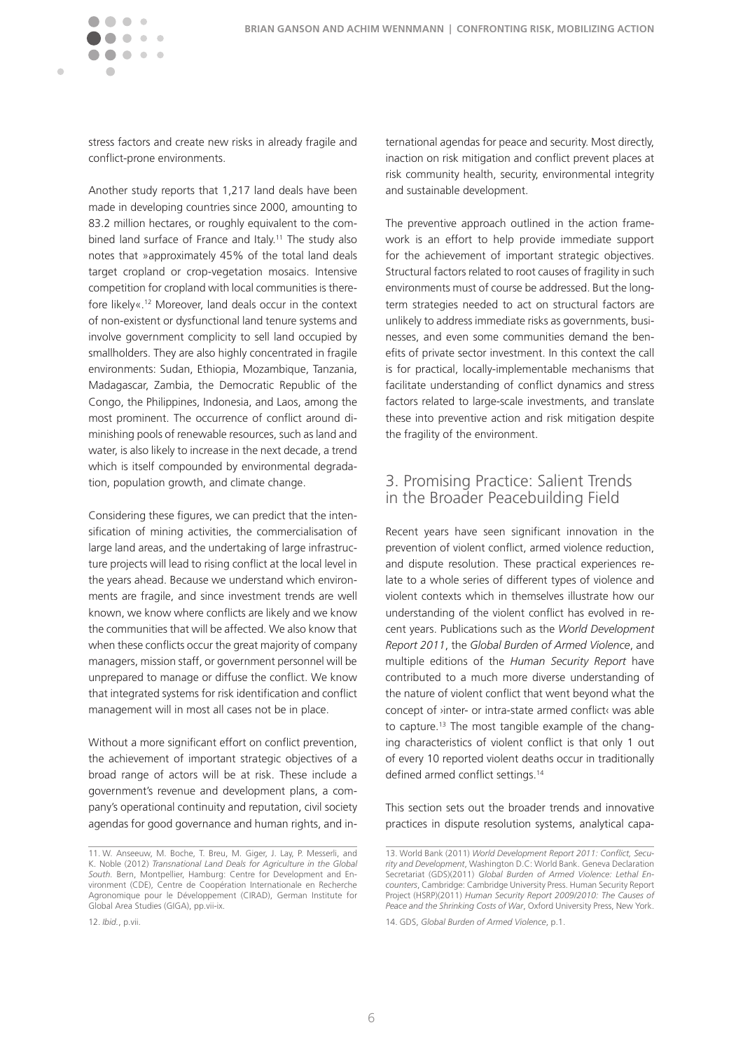stress factors and create new risks in already fragile and conflict-prone environments.

Another study reports that 1,217 land deals have been made in developing countries since 2000, amounting to 83.2 million hectares, or roughly equivalent to the combined land surface of France and Italy.[11] The study also notes that »approximately 45% of the total land deals target cropland or crop-vegetation mosaics. Intensive competition for cropland with local communities is therefore likely«.[12] Moreover, land deals occur in the context of non-existent or dysfunctional land tenure systems and involve government complicity to sell land occupied by smallholders. They are also highly concentrated in fragile environments: Sudan, Ethiopia, Mozambique, Tanzania, Madagascar, Zambia, the Democratic Republic of the Congo, the Philippines, Indonesia, and Laos, among the most prominent. The occurrence of conflict around diminishing pools of renewable resources, such as land and water, is also likely to increase in the next decade, a trend which is itself compounded by environmental degradation, population growth, and climate change.

Considering these figures, we can predict that the intensification of mining activities, the commercialisation of large land areas, and the undertaking of large infrastructure projects will lead to rising conflict at the local level in the years ahead. Because we understand which environments are fragile, and since investment trends are well known, we know where conflicts are likely and we know the communities that will be affected. We also know that when these conflicts occur the great majority of company managers, mission staff, or government personnel will be unprepared to manage or diffuse the conflict. We know that integrated systems for risk identification and conflict management will in most all cases not be in place.

Without a more significant effort on conflict prevention, the achievement of important strategic objectives of a broad range of actors will be at risk. These include a government's revenue and development plans, a company's operational continuity and reputation, civil society agendas for good governance and human rights, and international agendas for peace and security. Most directly, inaction on risk mitigation and conflict prevent places at risk community health, security, environmental integrity and sustainable development.

The preventive approach outlined in the action framework is an effort to help provide immediate support for the achievement of important strategic objectives. Structural factors related to root causes of fragility in such environments must of course be addressed. But the long-term strategies needed to act on structural factors are unlikely to address immediate risks as governments, businesses, and even some communities demand the benefits of private sector investment. In this context the call is for practical, locally-implementable mechanisms that facilitate understanding of conflict dynamics and stress factors related to large-scale investments, and translate these into preventive action and risk mitigation despite the fragility of the environment.

## 3. Promising Practice: Salient Trends in the Broader Peacebuilding Field

Recent years have seen significant innovation in the prevention of violent conflict, armed violence reduction, and dispute resolution. These practical experiences relate to a whole series of different types of violence and violent contexts which in themselves illustrate how our understanding of the violent conflict has evolved in recent years. Publications such as the *World Development Report 2011*, the *Global Burden of Armed Violence*, and multiple editions of the *Human Security Report* have contributed to a much more diverse understanding of the nature of violent conflict that went beyond what the concept of ›inter- or intra-state armed conflict‹ was able to capture.[13] The most tangible example of the changing characteristics of violent conflict is that only 1 out of every 10 reported violent deaths occur in traditionally defined armed conflict settings.[14]

This section sets out the broader trends and innovative practices in dispute resolution systems, analytical capa-

---

11. W. Anseeuw, M. Boche, T. Breu, M. Giger, J. Lay, P. Messerli, and K. Noble (2012) *Transnational Land Deals for Agriculture in the Global South*. Bern, Montpellier, Hamburg: Centre for Development and Environment (CDE), Centre de Coopération Internationale en Recherche Agronomique pour le Développement (CIRAD), German Institute for Global Area Studies (GIGA), pp.vii-ix.

12. *Ibid.*, p.vii.

13. World Bank (2011) *World Development Report 2011: Conflict, Security and Development*, Washington D.C: World Bank. Geneva Declaration Secretariat (GDS)(2011) *Global Burden of Armed Violence: Lethal Encounters*, Cambridge: Cambridge University Press. Human Security Report Project (HSRP)(2011) *Human Security Report 2009/2010: The Causes of Peace and the Shrinking Costs of War*, Oxford University Press, New York.

14. GDS, *Global Burden of Armed Violence*, p.1.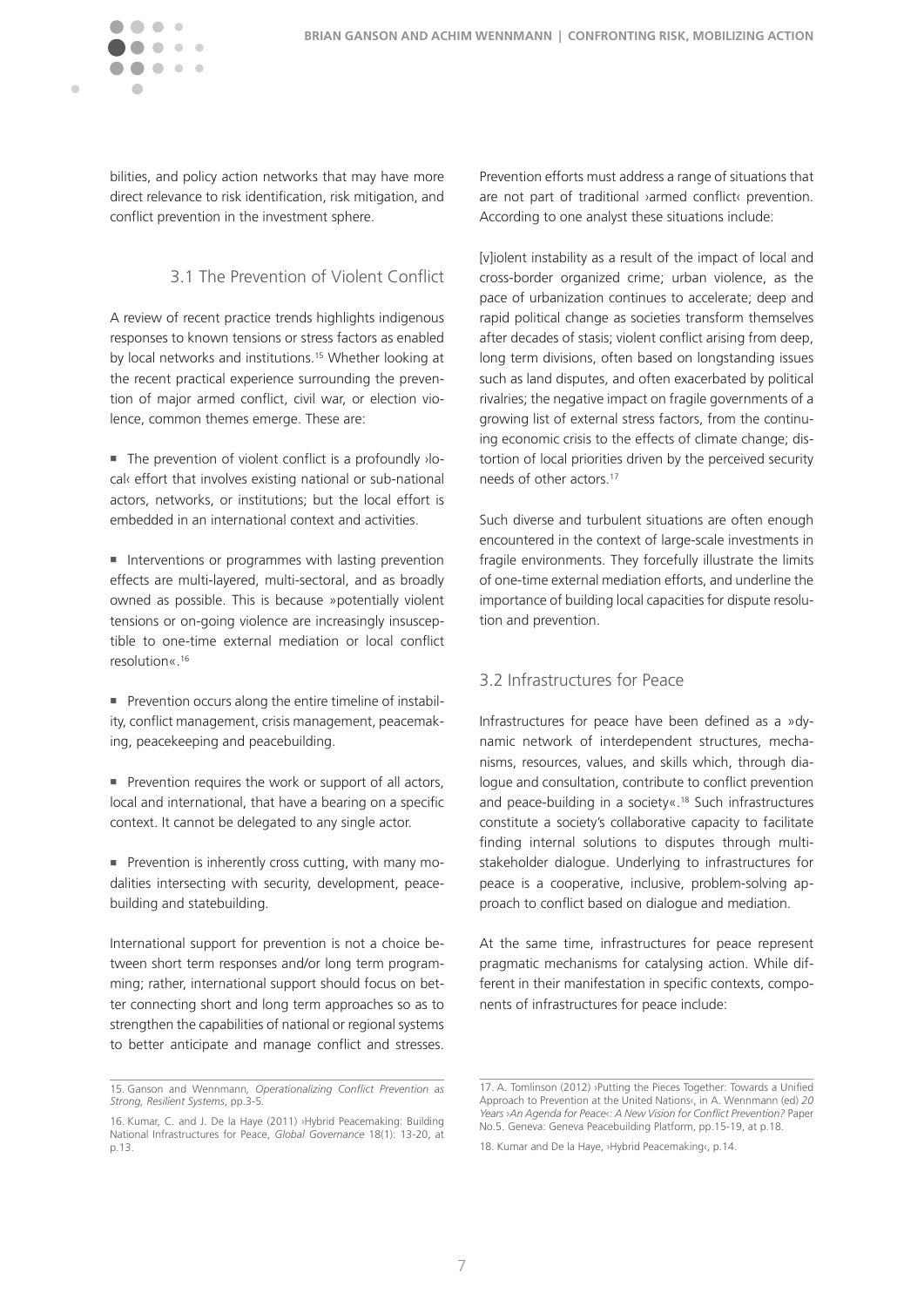bilities, and policy action networks that may have more direct relevance to risk identification, risk mitigation, and conflict prevention in the investment sphere.

### 3.1 The Prevention of Violent Conflict

A review of recent practice trends highlights indigenous responses to known tensions or stress factors as enabled by local networks and institutions.[15] Whether looking at the recent practical experience surrounding the prevention of major armed conflict, civil war, or election violence, common themes emerge. These are:

- The prevention of violent conflict is a profoundly ›local‹ effort that involves existing national or sub-national actors, networks, or institutions; but the local effort is embedded in an international context and activities.

- Interventions or programmes with lasting prevention effects are multi-layered, multi-sectoral, and as broadly owned as possible. This is because »potentially violent tensions or on-going violence are increasingly insusceptible to one-time external mediation or local conflict resolution«.[16]

- Prevention occurs along the entire timeline of instability, conflict management, crisis management, peacemaking, peacekeeping and peacebuilding.

- Prevention requires the work or support of all actors, local and international, that have a bearing on a specific context. It cannot be delegated to any single actor.

- Prevention is inherently cross cutting, with many modalities intersecting with security, development, peacebuilding and statebuilding.

International support for prevention is not a choice between short term responses and/or long term programming; rather, international support should focus on better connecting short and long term approaches so as to strengthen the capabilities of national or regional systems to better anticipate and manage conflict and stresses. Prevention efforts must address a range of situations that are not part of traditional ›armed conflict‹ prevention. According to one analyst these situations include:

[v]iolent instability as a result of the impact of local and cross-border organized crime; urban violence, as the pace of urbanization continues to accelerate; deep and rapid political change as societies transform themselves after decades of stasis; violent conflict arising from deep, long term divisions, often based on longstanding issues such as land disputes, and often exacerbated by political rivalries; the negative impact on fragile governments of a growing list of external stress factors, from the continuing economic crisis to the effects of climate change; distortion of local priorities driven by the perceived security needs of other actors.[17]

Such diverse and turbulent situations are often enough encountered in the context of large-scale investments in fragile environments. They forcefully illustrate the limits of one-time external mediation efforts, and underline the importance of building local capacities for dispute resolution and prevention.

### 3.2 Infrastructures for Peace

Infrastructures for peace have been defined as a »dynamic network of interdependent structures, mechanisms, resources, values, and skills which, through dialogue and consultation, contribute to conflict prevention and peace-building in a society«.[18] Such infrastructures constitute a society's collaborative capacity to facilitate finding internal solutions to disputes through multi-stakeholder dialogue. Underlying to infrastructures for peace is a cooperative, inclusive, problem-solving approach to conflict based on dialogue and mediation.

At the same time, infrastructures for peace represent pragmatic mechanisms for catalysing action. While different in their manifestation in specific contexts, components of infrastructures for peace include:

---

15. Ganson and Wennmann, *Operationalizing Conflict Prevention as Strong, Resilient Systems*, pp.3-5.

16. Kumar, C. and J. De la Haye (2011) ›Hybrid Peacemaking: Building National Infrastructures for Peace, *Global Governance* 18(1): 13-20, at p.13.

17. A. Tomlinson (2012) ›Putting the Pieces Together: Towards a Unified Approach to Prevention at the United Nations‹, in A. Wennmann (ed) *20 Years ›An Agenda for Peace‹: A New Vision for Conflict Prevention?* Paper No.5. Geneva: Geneva Peacebuilding Platform, pp.15-19, at p.18.

18. Kumar and De la Haye, ›Hybrid Peacemaking‹, p.14.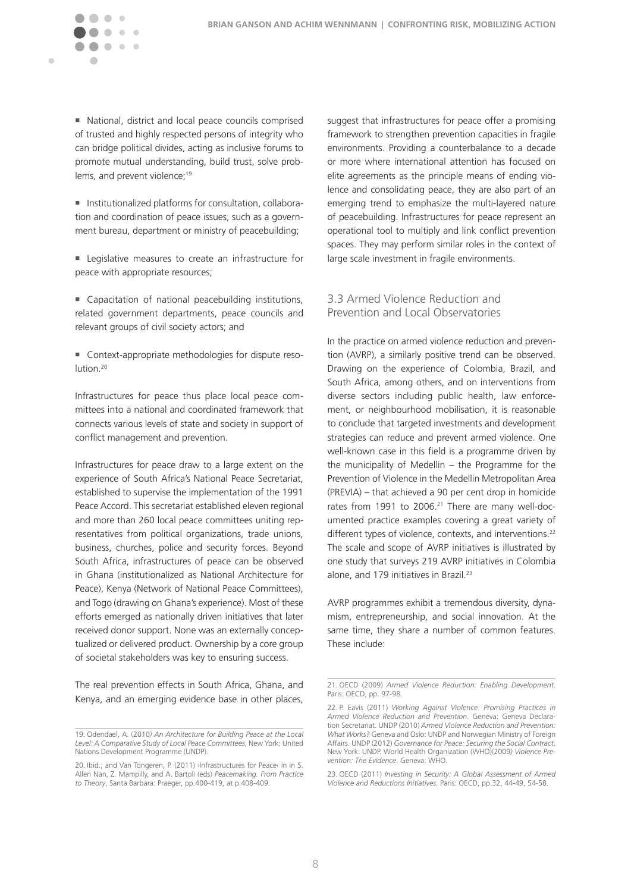- National, district and local peace councils comprised of trusted and highly respected persons of integrity who can bridge political divides, acting as inclusive forums to promote mutual understanding, build trust, solve problems, and prevent violence;[19]

- Institutionalized platforms for consultation, collaboration and coordination of peace issues, such as a government bureau, department or ministry of peacebuilding;

- Legislative measures to create an infrastructure for peace with appropriate resources;

- Capacitation of national peacebuilding institutions, related government departments, peace councils and relevant groups of civil society actors; and

- Context-appropriate methodologies for dispute resolution.[20]

Infrastructures for peace thus place local peace committees into a national and coordinated framework that connects various levels of state and society in support of conflict management and prevention.

Infrastructures for peace draw to a large extent on the experience of South Africa's National Peace Secretariat, established to supervise the implementation of the 1991 Peace Accord. This secretariat established eleven regional and more than 260 local peace committees uniting representatives from political organizations, trade unions, business, churches, police and security forces. Beyond South Africa, infrastructures of peace can be observed in Ghana (institutionalized as National Architecture for Peace), Kenya (Network of National Peace Committees), and Togo (drawing on Ghana's experience). Most of these efforts emerged as nationally driven initiatives that later received donor support. None was an externally conceptualized or delivered product. Ownership by a core group of societal stakeholders was key to ensuring success.

The real prevention effects in South Africa, Ghana, and Kenya, and an emerging evidence base in other places, suggest that infrastructures for peace offer a promising framework to strengthen prevention capacities in fragile environments. Providing a counterbalance to a decade or more where international attention has focused on elite agreements as the principle means of ending violence and consolidating peace, they are also part of an emerging trend to emphasize the multi-layered nature of peacebuilding. Infrastructures for peace represent an operational tool to multiply and link conflict prevention spaces. They may perform similar roles in the context of large scale investment in fragile environments.

### 3.3 Armed Violence Reduction and Prevention and Local Observatories

In the practice on armed violence reduction and prevention (AVRP), a similarly positive trend can be observed. Drawing on the experience of Colombia, Brazil, and South Africa, among others, and on interventions from diverse sectors including public health, law enforcement, or neighbourhood mobilisation, it is reasonable to conclude that targeted investments and development strategies can reduce and prevent armed violence. One well-known case in this field is a programme driven by the municipality of Medellin – the Programme for the Prevention of Violence in the Medellin Metropolitan Area (PREVIA) – that achieved a 90 per cent drop in homicide rates from 1991 to 2006.[21] There are many well-documented practice examples covering a great variety of different types of violence, contexts, and interventions.[22] The scale and scope of AVRP initiatives is illustrated by one study that surveys 219 AVRP initiatives in Colombia alone, and 179 initiatives in Brazil.[23]

AVRP programmes exhibit a tremendous diversity, dynamism, entrepreneurship, and social innovation. At the same time, they share a number of common features. These include:

---

19. Odendael, A. (2010) *An Architecture for Building Peace at the Local Level: A Comparative Study of Local Peace Committees*, New York: United Nations Development Programme (UNDP).

20. Ibid.; and Van Tongeren, P. (2011) ›Infrastructures for Peace‹ in in S. Allen Nan, Z. Mampilly, and A. Bartoli (eds) *Peacemaking. From Practice to Theory*, Santa Barbara: Praeger, pp.400-419, at p.408-409.

21. OECD (2009) *Armed Violence Reduction: Enabling Development*. Paris: OECD, pp. 97-98.

22. P. Eavis (2011) *Working Against Violence: Promising Practices in Armed Violence Reduction and Prevention*. Geneva: Geneva Declaration Secretariat. UNDP (2010) *Armed Violence Reduction and Prevention: What Works?* Geneva and Oslo: UNDP and Norwegian Ministry of Foreign Affairs. UNDP (2012) *Governance for Peace: Securing the Social Contract*. New York: UNDP. World Health Organization (WHO)(2009) *Violence Prevention: The Evidence*. Geneva: WHO.

23. OECD (2011) *Investing in Security: A Global Assessment of Armed Violence and Reductions Initiatives*. Paris: OECD, pp.32, 44-49, 54-58.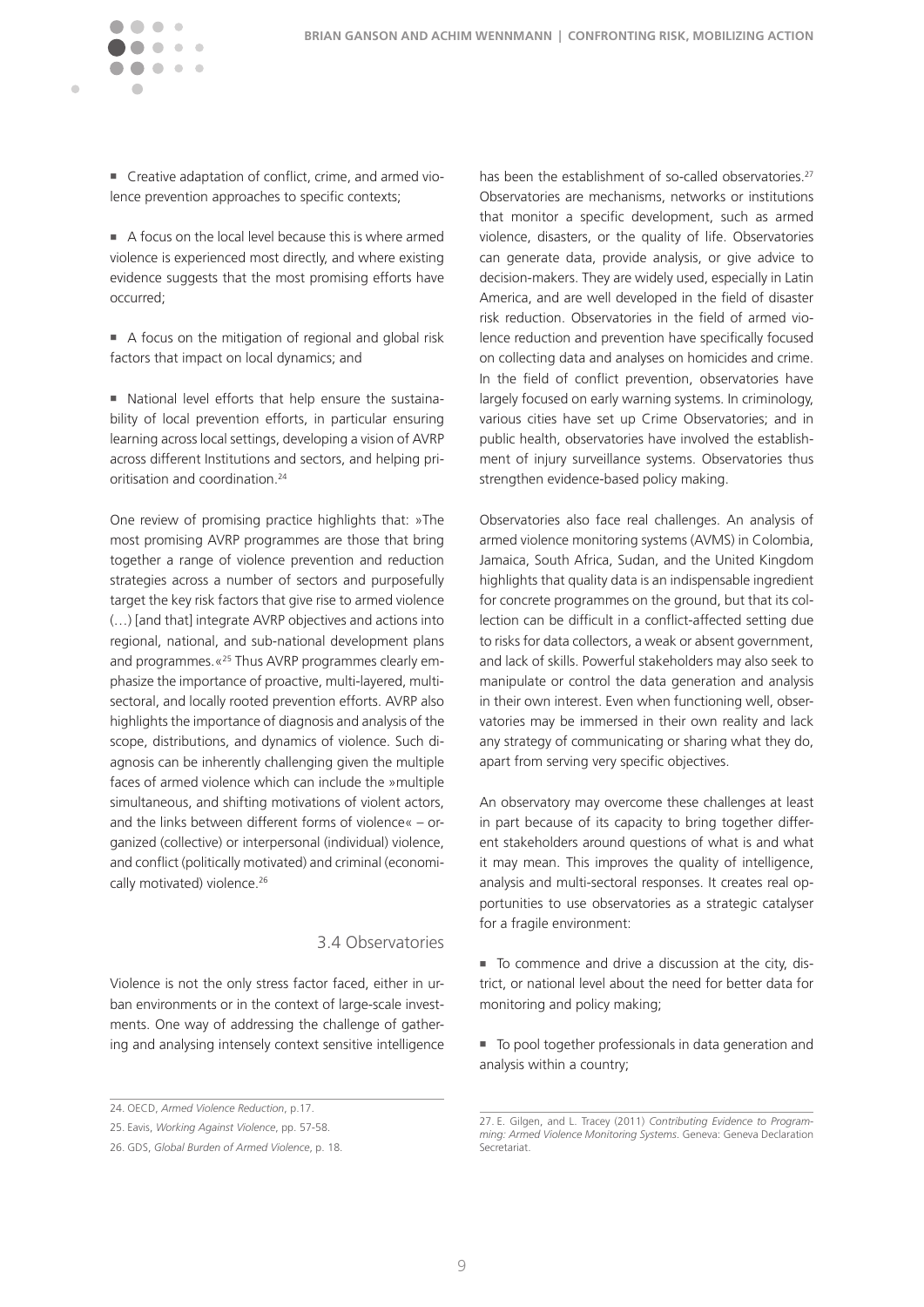- Creative adaptation of conflict, crime, and armed violence prevention approaches to specific contexts;

- A focus on the local level because this is where armed violence is experienced most directly, and where existing evidence suggests that the most promising efforts have occurred;

- A focus on the mitigation of regional and global risk factors that impact on local dynamics; and

- National level efforts that help ensure the sustainability of local prevention efforts, in particular ensuring learning across local settings, developing a vision of AVRP across different Institutions and sectors, and helping prioritisation and coordination.[24]

One review of promising practice highlights that: »The most promising AVRP programmes are those that bring together a range of violence prevention and reduction strategies across a number of sectors and purposefully target the key risk factors that give rise to armed violence (…) [and that] integrate AVRP objectives and actions into regional, national, and sub-national development plans and programmes.«[25] Thus AVRP programmes clearly emphasize the importance of proactive, multi-layered, multi-sectoral, and locally rooted prevention efforts. AVRP also highlights the importance of diagnosis and analysis of the scope, distributions, and dynamics of violence. Such diagnosis can be inherently challenging given the multiple faces of armed violence which can include the »multiple simultaneous, and shifting motivations of violent actors, and the links between different forms of violence« – organized (collective) or interpersonal (individual) violence, and conflict (politically motivated) and criminal (economically motivated) violence.[26]

### 3.4 Observatories

Violence is not the only stress factor faced, either in urban environments or in the context of large-scale investments. One way of addressing the challenge of gathering and analysing intensely context sensitive intelligence has been the establishment of so-called observatories.[27] Observatories are mechanisms, networks or institutions that monitor a specific development, such as armed violence, disasters, or the quality of life. Observatories can generate data, provide analysis, or give advice to decision-makers. They are widely used, especially in Latin America, and are well developed in the field of disaster risk reduction. Observatories in the field of armed violence reduction and prevention have specifically focused on collecting data and analyses on homicides and crime. In the field of conflict prevention, observatories have largely focused on early warning systems. In criminology, various cities have set up Crime Observatories; and in public health, observatories have involved the establishment of injury surveillance systems. Observatories thus strengthen evidence-based policy making.

Observatories also face real challenges. An analysis of armed violence monitoring systems (AVMS) in Colombia, Jamaica, South Africa, Sudan, and the United Kingdom highlights that quality data is an indispensable ingredient for concrete programmes on the ground, but that its collection can be difficult in a conflict-affected setting due to risks for data collectors, a weak or absent government, and lack of skills. Powerful stakeholders may also seek to manipulate or control the data generation and analysis in their own interest. Even when functioning well, observatories may be immersed in their own reality and lack any strategy of communicating or sharing what they do, apart from serving very specific objectives.

An observatory may overcome these challenges at least in part because of its capacity to bring together different stakeholders around questions of what is and what it may mean. This improves the quality of intelligence, analysis and multi-sectoral responses. It creates real opportunities to use observatories as a strategic catalyser for a fragile environment:

- To commence and drive a discussion at the city, district, or national level about the need for better data for monitoring and policy making;

- To pool together professionals in data generation and analysis within a country;

---

24. OECD, *Armed Violence Reduction*, p.17.

25. Eavis, *Working Against Violence*, pp. 57-58.

26. GDS, *Global Burden of Armed Violence*, p. 18.

27. E. Gilgen, and L. Tracey (2011) *Contributing Evidence to Programming: Armed Violence Monitoring Systems*. Geneva: Geneva Declaration Secretariat.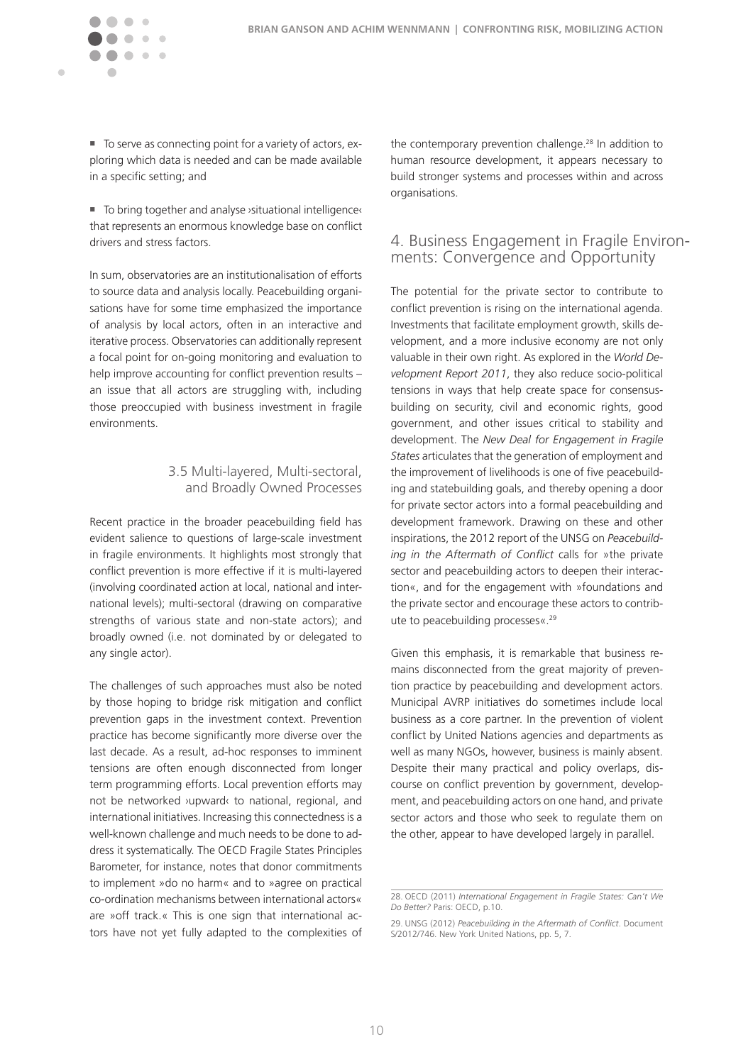- To serve as connecting point for a variety of actors, exploring which data is needed and can be made available in a specific setting; and

- To bring together and analyse ›situational intelligence‹ that represents an enormous knowledge base on conflict drivers and stress factors.

In sum, observatories are an institutionalisation of efforts to source data and analysis locally. Peacebuilding organisations have for some time emphasized the importance of analysis by local actors, often in an interactive and iterative process. Observatories can additionally represent a focal point for on-going monitoring and evaluation to help improve accounting for conflict prevention results – an issue that all actors are struggling with, including those preoccupied with business investment in fragile environments.

### 3.5 Multi-layered, Multi-sectoral, and Broadly Owned Processes

Recent practice in the broader peacebuilding field has evident salience to questions of large-scale investment in fragile environments. It highlights most strongly that conflict prevention is more effective if it is multi-layered (involving coordinated action at local, national and international levels); multi-sectoral (drawing on comparative strengths of various state and non-state actors); and broadly owned (i.e. not dominated by or delegated to any single actor).

The challenges of such approaches must also be noted by those hoping to bridge risk mitigation and conflict prevention gaps in the investment context. Prevention practice has become significantly more diverse over the last decade. As a result, ad-hoc responses to imminent tensions are often enough disconnected from longer term programming efforts. Local prevention efforts may not be networked ›upward‹ to national, regional, and international initiatives. Increasing this connectedness is a well-known challenge and much needs to be done to address it systematically. The OECD Fragile States Principles Barometer, for instance, notes that donor commitments to implement »do no harm« and to »agree on practical co-ordination mechanisms between international actors« are »off track.« This is one sign that international actors have not yet fully adapted to the complexities of the contemporary prevention challenge.[28] In addition to human resource development, it appears necessary to build stronger systems and processes within and across organisations.

## 4. Business Engagement in Fragile Environments: Convergence and Opportunity

The potential for the private sector to contribute to conflict prevention is rising on the international agenda. Investments that facilitate employment growth, skills development, and a more inclusive economy are not only valuable in their own right. As explored in the *World Development Report 2011*, they also reduce socio-political tensions in ways that help create space for consensus-building on security, civil and economic rights, good government, and other issues critical to stability and development. The *New Deal for Engagement in Fragile States* articulates that the generation of employment and the improvement of livelihoods is one of five peacebuilding and statebuilding goals, and thereby opening a door for private sector actors into a formal peacebuilding and development framework. Drawing on these and other inspirations, the 2012 report of the UNSG on *Peacebuilding in the Aftermath of Conflict* calls for »the private sector and peacebuilding actors to deepen their interaction«, and for the engagement with »foundations and the private sector and encourage these actors to contribute to peacebuilding processes«.[29]

Given this emphasis, it is remarkable that business remains disconnected from the great majority of prevention practice by peacebuilding and development actors. Municipal AVRP initiatives do sometimes include local business as a core partner. In the prevention of violent conflict by United Nations agencies and departments as well as many NGOs, however, business is mainly absent. Despite their many practical and policy overlaps, discourse on conflict prevention by government, development, and peacebuilding actors on one hand, and private sector actors and those who seek to regulate them on the other, appear to have developed largely in parallel.

---

28. OECD (2011) *International Engagement in Fragile States: Can't We Do Better?* Paris: OECD, p.10.

29. UNSG (2012) *Peacebuilding in the Aftermath of Conflict*. Document S/2012/746. New York United Nations, pp. 5, 7.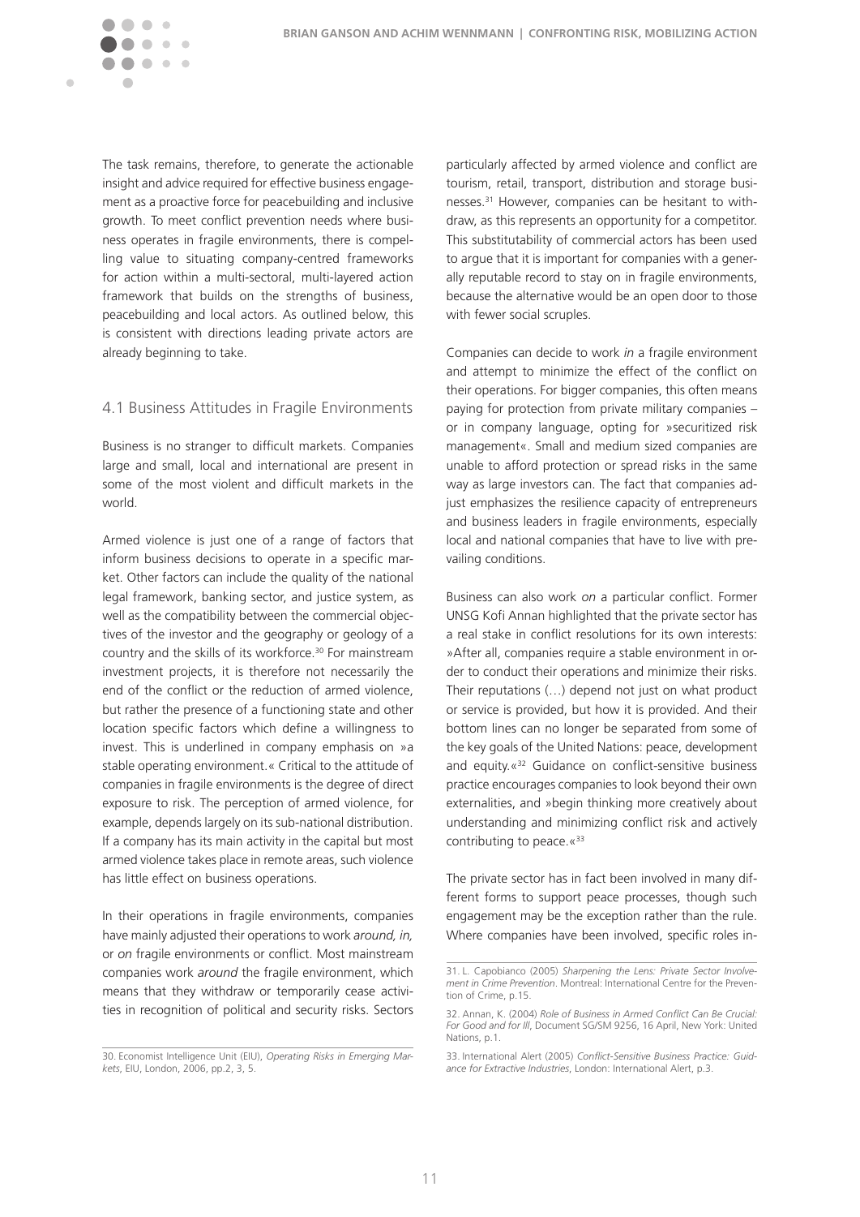The task remains, therefore, to generate the actionable insight and advice required for effective business engagement as a proactive force for peacebuilding and inclusive growth. To meet conflict prevention needs where business operates in fragile environments, there is compelling value to situating company-centred frameworks for action within a multi-sectoral, multi-layered action framework that builds on the strengths of business, peacebuilding and local actors. As outlined below, this is consistent with directions leading private actors are already beginning to take.

## 4.1 Business Attitudes in Fragile Environments

Business is no stranger to difficult markets. Companies large and small, local and international are present in some of the most violent and difficult markets in the world.

Armed violence is just one of a range of factors that inform business decisions to operate in a specific market. Other factors can include the quality of the national legal framework, banking sector, and justice system, as well as the compatibility between the commercial objectives of the investor and the geography or geology of a country and the skills of its workforce.[30] For mainstream investment projects, it is therefore not necessarily the end of the conflict or the reduction of armed violence, but rather the presence of a functioning state and other location specific factors which define a willingness to invest. This is underlined in company emphasis on »a stable operating environment.« Critical to the attitude of companies in fragile environments is the degree of direct exposure to risk. The perception of armed violence, for example, depends largely on its sub-national distribution. If a company has its main activity in the capital but most armed violence takes place in remote areas, such violence has little effect on business operations.

In their operations in fragile environments, companies have mainly adjusted their operations to work *around, in,* or *on* fragile environments or conflict. Most mainstream companies work *around* the fragile environment, which means that they withdraw or temporarily cease activities in recognition of political and security risks. Sectors particularly affected by armed violence and conflict are tourism, retail, transport, distribution and storage businesses.[31] However, companies can be hesitant to withdraw, as this represents an opportunity for a competitor. This substitutability of commercial actors has been used to argue that it is important for companies with a generally reputable record to stay on in fragile environments, because the alternative would be an open door to those with fewer social scruples.

Companies can decide to work *in* a fragile environment and attempt to minimize the effect of the conflict on their operations. For bigger companies, this often means paying for protection from private military companies – or in company language, opting for »securitized risk management«. Small and medium sized companies are unable to afford protection or spread risks in the same way as large investors can. The fact that companies adjust emphasizes the resilience capacity of entrepreneurs and business leaders in fragile environments, especially local and national companies that have to live with prevailing conditions.

Business can also work *on* a particular conflict. Former UNSG Kofi Annan highlighted that the private sector has a real stake in conflict resolutions for its own interests: »After all, companies require a stable environment in order to conduct their operations and minimize their risks. Their reputations (…) depend not just on what product or service is provided, but how it is provided. And their bottom lines can no longer be separated from some of the key goals of the United Nations: peace, development and equity.«[32] Guidance on conflict-sensitive business practice encourages companies to look beyond their own externalities, and »begin thinking more creatively about understanding and minimizing conflict risk and actively contributing to peace.«[33]

The private sector has in fact been involved in many different forms to support peace processes, though such engagement may be the exception rather than the rule. Where companies have been involved, specific roles in-

---

30. Economist Intelligence Unit (EIU), *Operating Risks in Emerging Markets*, EIU, London, 2006, pp.2, 3, 5.

31. L. Capobianco (2005) *Sharpening the Lens: Private Sector Involvement in Crime Prevention*. Montreal: International Centre for the Prevention of Crime, p.15.

32. Annan, K. (2004) *Role of Business in Armed Conflict Can Be Crucial: For Good and for Ill*, Document SG/SM 9256, 16 April, New York: United Nations, p.1.

33. International Alert (2005) *Conflict-Sensitive Business Practice: Guidance for Extractive Industries*, London: International Alert, p.3.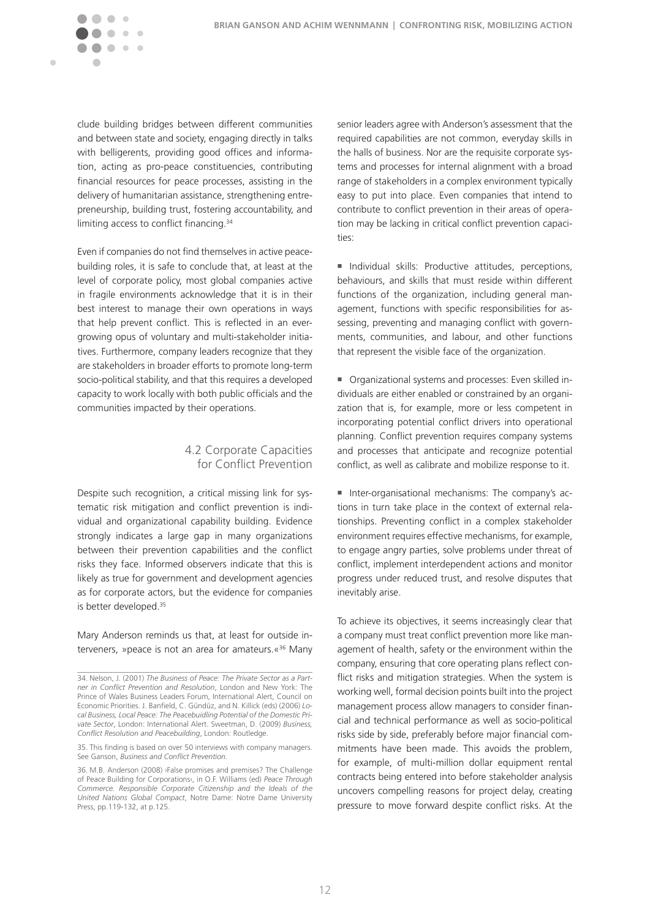clude building bridges between different communities and between state and society, engaging directly in talks with belligerents, providing good offices and information, acting as pro-peace constituencies, contributing financial resources for peace processes, assisting in the delivery of humanitarian assistance, strengthening entrepreneurship, building trust, fostering accountability, and limiting access to conflict financing.[34]

Even if companies do not find themselves in active peacebuilding roles, it is safe to conclude that, at least at the level of corporate policy, most global companies active in fragile environments acknowledge that it is in their best interest to manage their own operations in ways that help prevent conflict. This is reflected in an ever-growing opus of voluntary and multi-stakeholder initiatives. Furthermore, company leaders recognize that they are stakeholders in broader efforts to promote long-term socio-political stability, and that this requires a developed capacity to work locally with both public officials and the communities impacted by their operations.

### 4.2 Corporate Capacities for Conflict Prevention

Despite such recognition, a critical missing link for systematic risk mitigation and conflict prevention is individual and organizational capability building. Evidence strongly indicates a large gap in many organizations between their prevention capabilities and the conflict risks they face. Informed observers indicate that this is likely as true for government and development agencies as for corporate actors, but the evidence for companies is better developed.[35]

Mary Anderson reminds us that, at least for outside interveners, »peace is not an area for amateurs.«[36] Many senior leaders agree with Anderson's assessment that the required capabilities are not common, everyday skills in the halls of business. Nor are the requisite corporate systems and processes for internal alignment with a broad range of stakeholders in a complex environment typically easy to put into place. Even companies that intend to contribute to conflict prevention in their areas of operation may be lacking in critical conflict prevention capacities:

- Individual skills: Productive attitudes, perceptions, behaviours, and skills that must reside within different functions of the organization, including general management, functions with specific responsibilities for assessing, preventing and managing conflict with governments, communities, and labour, and other functions that represent the visible face of the organization.

- Organizational systems and processes: Even skilled individuals are either enabled or constrained by an organization that is, for example, more or less competent in incorporating potential conflict drivers into operational planning. Conflict prevention requires company systems and processes that anticipate and recognize potential conflict, as well as calibrate and mobilize response to it.

- Inter-organisational mechanisms: The company's actions in turn take place in the context of external relationships. Preventing conflict in a complex stakeholder environment requires effective mechanisms, for example, to engage angry parties, solve problems under threat of conflict, implement interdependent actions and monitor progress under reduced trust, and resolve disputes that inevitably arise.

To achieve its objectives, it seems increasingly clear that a company must treat conflict prevention more like management of health, safety or the environment within the company, ensuring that core operating plans reflect conflict risks and mitigation strategies. When the system is working well, formal decision points built into the project management process allow managers to consider financial and technical performance as well as socio-political risks side by side, preferably before major financial commitments have been made. This avoids the problem, for example, of multi-million dollar equipment rental contracts being entered into before stakeholder analysis uncovers compelling reasons for project delay, creating pressure to move forward despite conflict risks. At the

---

34. Nelson, J. (2001) *The Business of Peace: The Private Sector as a Partner in Conflict Prevention and Resolution*, London and New York: The Prince of Wales Business Leaders Forum, International Alert, Council on Economic Priorities. J. Banfield, C. Gündüz, and N. Killick (eds) (2006) *Local Business, Local Peace: The Peacebuidling Potential of the Domestic Private Sector*, London: International Alert. Sweetman, D. (2009) *Business, Conflict Resolution and Peacebuilding*, London: Routledge.

35. This finding is based on over 50 interviews with company managers. See Ganson, *Business and Conflict Prevention*.

36. M.B. Anderson (2008) ›False promises and premises? The Challenge of Peace Building for Corporations‹, in O.F. Williams (ed) *Peace Through Commerce. Responsible Corporate Citizenship and the Ideals of the United Nations Global Compact*, Notre Dame: Notre Dame University Press, pp.119-132, at p.125.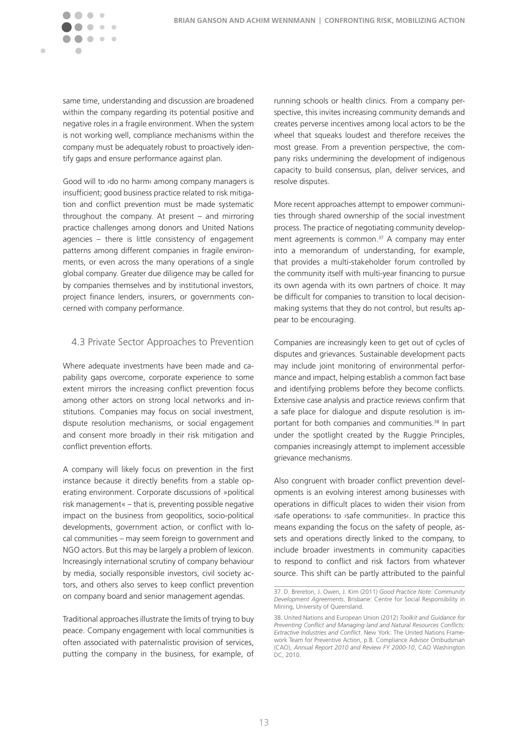same time, understanding and discussion are broadened within the company regarding its potential positive and negative roles in a fragile environment. When the system is not working well, compliance mechanisms within the company must be adequately robust to proactively identify gaps and ensure performance against plan.

Good will to ›do no harm‹ among company managers is insufficient; good business practice related to risk mitigation and conflict prevention must be made systematic throughout the company. At present – and mirroring practice challenges among donors and United Nations agencies – there is little consistency of engagement patterns among different companies in fragile environments, or even across the many operations of a single global company. Greater due diligence may be called for by companies themselves and by institutional investors, project finance lenders, insurers, or governments concerned with company performance.

## 4.3 Private Sector Approaches to Prevention

Where adequate investments have been made and capability gaps overcome, corporate experience to some extent mirrors the increasing conflict prevention focus among other actors on strong local networks and institutions. Companies may focus on social investment, dispute resolution mechanisms, or social engagement and consent more broadly in their risk mitigation and conflict prevention efforts.

A company will likely focus on prevention in the first instance because it directly benefits from a stable operating environment. Corporate discussions of »political risk management« – that is, preventing possible negative impact on the business from geopolitics, socio-political developments, government action, or conflict with local communities – may seem foreign to government and NGO actors. But this may be largely a problem of lexicon. Increasingly international scrutiny of company behaviour by media, socially responsible investors, civil society actors, and others also serves to keep conflict prevention on company board and senior management agendas.

Traditional approaches illustrate the limits of trying to buy peace. Company engagement with local communities is often associated with paternalistic provision of services, putting the company in the business, for example, of running schools or health clinics. From a company perspective, this invites increasing community demands and creates perverse incentives among local actors to be the wheel that squeaks loudest and therefore receives the most grease. From a prevention perspective, the company risks undermining the development of indigenous capacity to build consensus, plan, deliver services, and resolve disputes.

More recent approaches attempt to empower communities through shared ownership of the social investment process. The practice of negotiating community development agreements is common.[37] A company may enter into a memorandum of understanding, for example, that provides a multi-stakeholder forum controlled by the community itself with multi-year financing to pursue its own agenda with its own partners of choice. It may be difficult for companies to transition to local decision-making systems that they do not control, but results appear to be encouraging.

Companies are increasingly keen to get out of cycles of disputes and grievances. Sustainable development pacts may include joint monitoring of environmental performance and impact, helping establish a common fact base and identifying problems before they become conflicts. Extensive case analysis and practice reviews confirm that a safe place for dialogue and dispute resolution is important for both companies and communities.[38] In part under the spotlight created by the Ruggie Principles, companies increasingly attempt to implement accessible grievance mechanisms.

Also congruent with broader conflict prevention developments is an evolving interest among businesses with operations in difficult places to widen their vision from ›safe operations‹ to ›safe communities‹. In practice this means expanding the focus on the safety of people, assets and operations directly linked to the company, to include broader investments in community capacities to respond to conflict and risk factors from whatever source. This shift can be partly attributed to the painful

---

37. D. Brereton, J. Owen, J. Kim (2011) *Good Practice Note: Community Development Agreements*. Brisbane: Centre for Social Responsibility in Mining, University of Queensland.

38. United Nations and European Union (2012) *Toolkit and Guidance for Preventing Conflict and Managing land and Natural Resources Conflicts: Extractive Industries and Conflict*. New York: The United Nations Framework Team for Preventive Action, p.8. Compliance Advisor Ombudsman (CAO), *Annual Report 2010 and Review FY 2000-10*, CAO Washington DC, 2010.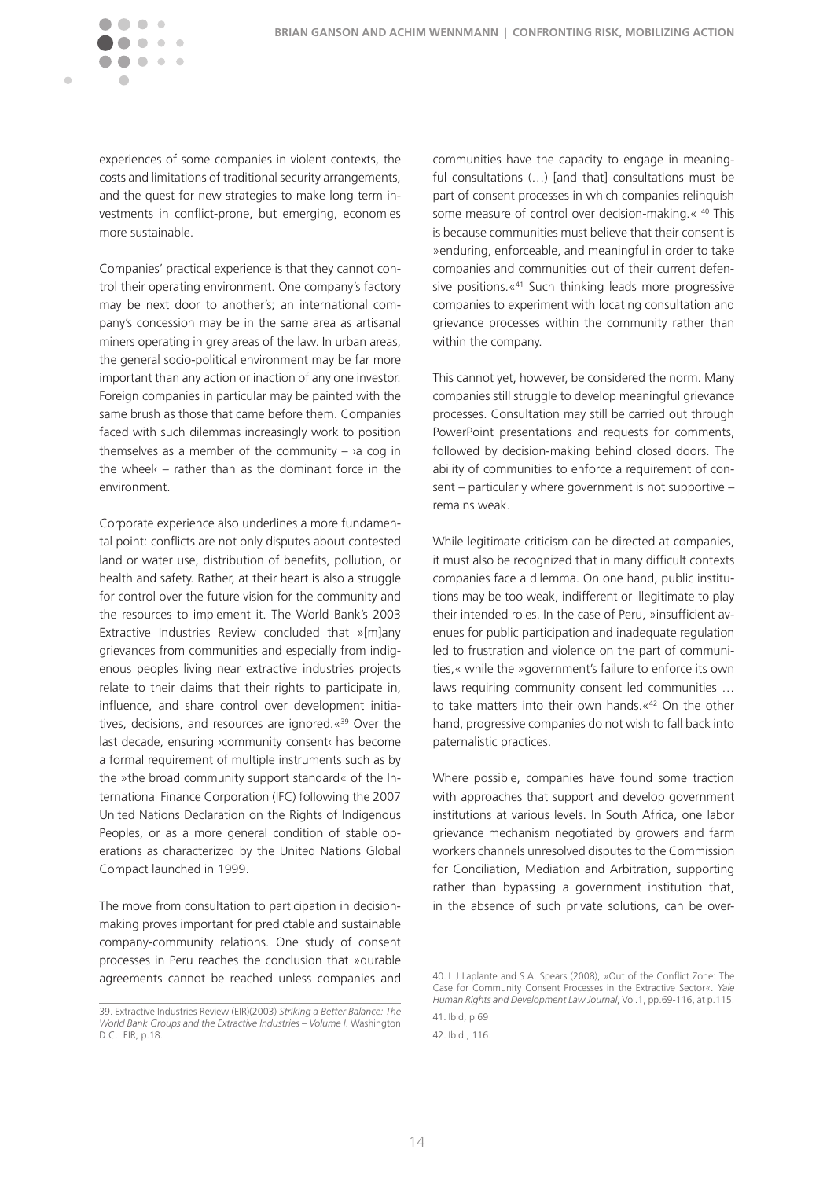experiences of some companies in violent contexts, the costs and limitations of traditional security arrangements, and the quest for new strategies to make long term investments in conflict-prone, but emerging, economies more sustainable.

Companies' practical experience is that they cannot control their operating environment. One company's factory may be next door to another's; an international company's concession may be in the same area as artisanal miners operating in grey areas of the law. In urban areas, the general socio-political environment may be far more important than any action or inaction of any one investor. Foreign companies in particular may be painted with the same brush as those that came before them. Companies faced with such dilemmas increasingly work to position themselves as a member of the community – ›a cog in the wheel‹ – rather than as the dominant force in the environment.

Corporate experience also underlines a more fundamental point: conflicts are not only disputes about contested land or water use, distribution of benefits, pollution, or health and safety. Rather, at their heart is also a struggle for control over the future vision for the community and the resources to implement it. The World Bank's 2003 Extractive Industries Review concluded that »[m]any grievances from communities and especially from indigenous peoples living near extractive industries projects relate to their claims that their rights to participate in, influence, and share control over development initiatives, decisions, and resources are ignored.«[39] Over the last decade, ensuring ›community consent‹ has become a formal requirement of multiple instruments such as by the »the broad community support standard« of the International Finance Corporation (IFC) following the 2007 United Nations Declaration on the Rights of Indigenous Peoples, or as a more general condition of stable operations as characterized by the United Nations Global Compact launched in 1999.

The move from consultation to participation in decision-making proves important for predictable and sustainable company-community relations. One study of consent processes in Peru reaches the conclusion that »durable agreements cannot be reached unless companies and communities have the capacity to engage in meaningful consultations (…) [and that] consultations must be part of consent processes in which companies relinquish some measure of control over decision-making.« [40] This is because communities must believe that their consent is »enduring, enforceable, and meaningful in order to take companies and communities out of their current defensive positions.«[41] Such thinking leads more progressive companies to experiment with locating consultation and grievance processes within the community rather than within the company.

This cannot yet, however, be considered the norm. Many companies still struggle to develop meaningful grievance processes. Consultation may still be carried out through PowerPoint presentations and requests for comments, followed by decision-making behind closed doors. The ability of communities to enforce a requirement of consent – particularly where government is not supportive – remains weak.

While legitimate criticism can be directed at companies, it must also be recognized that in many difficult contexts companies face a dilemma. On one hand, public institutions may be too weak, indifferent or illegitimate to play their intended roles. In the case of Peru, »insufficient avenues for public participation and inadequate regulation led to frustration and violence on the part of communities,« while the »government's failure to enforce its own laws requiring community consent led communities … to take matters into their own hands.«[42] On the other hand, progressive companies do not wish to fall back into paternalistic practices.

Where possible, companies have found some traction with approaches that support and develop government institutions at various levels. In South Africa, one labor grievance mechanism negotiated by growers and farm workers channels unresolved disputes to the Commission for Conciliation, Mediation and Arbitration, supporting rather than bypassing a government institution that, in the absence of such private solutions, can be over-

---

39. Extractive Industries Review (EIR)(2003) *Striking a Better Balance: The World Bank Groups and the Extractive Industries – Volume I*. Washington D.C.: EIR, p.18.

40. L.J Laplante and S.A. Spears (2008), »Out of the Conflict Zone: The Case for Community Consent Processes in the Extractive Sector«. *Yale Human Rights and Development Law Journal*, Vol.1, pp.69-116, at p.115.

41. Ibid, p.69

42. Ibid., 116.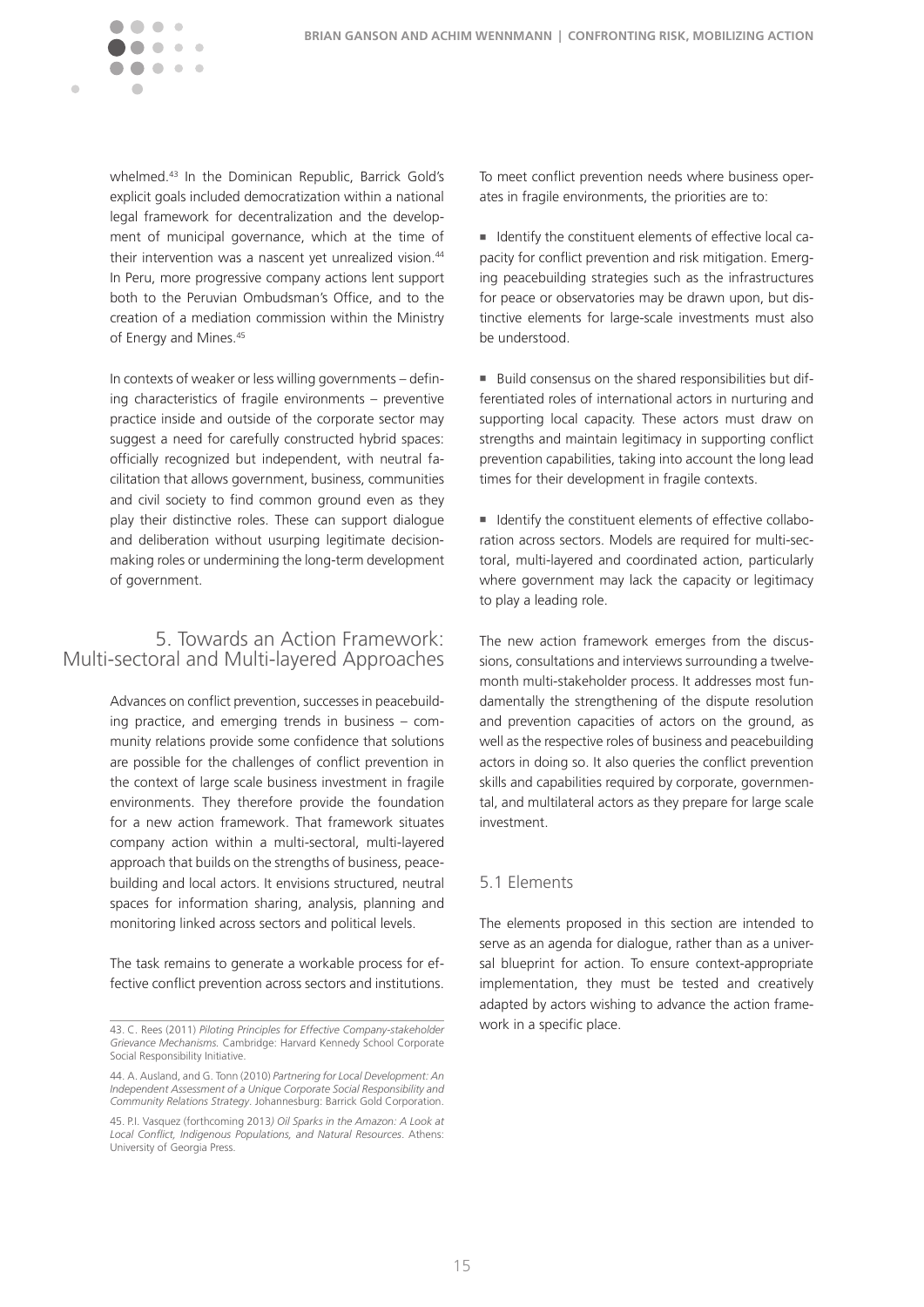whelmed.[43] In the Dominican Republic, Barrick Gold's explicit goals included democratization within a national legal framework for decentralization and the development of municipal governance, which at the time of their intervention was a nascent yet unrealized vision.[44] In Peru, more progressive company actions lent support both to the Peruvian Ombudsman's Office, and to the creation of a mediation commission within the Ministry of Energy and Mines.[45]

In contexts of weaker or less willing governments – defining characteristics of fragile environments – preventive practice inside and outside of the corporate sector may suggest a need for carefully constructed hybrid spaces: officially recognized but independent, with neutral facilitation that allows government, business, communities and civil society to find common ground even as they play their distinctive roles. These can support dialogue and deliberation without usurping legitimate decision-making roles or undermining the long-term development of government.

## 5. Towards an Action Framework: Multi-sectoral and Multi-layered Approaches

Advances on conflict prevention, successes in peacebuilding practice, and emerging trends in business – community relations provide some confidence that solutions are possible for the challenges of conflict prevention in the context of large scale business investment in fragile environments. They therefore provide the foundation for a new action framework. That framework situates company action within a multi-sectoral, multi-layered approach that builds on the strengths of business, peacebuilding and local actors. It envisions structured, neutral spaces for information sharing, analysis, planning and monitoring linked across sectors and political levels.

The task remains to generate a workable process for effective conflict prevention across sectors and institutions. To meet conflict prevention needs where business operates in fragile environments, the priorities are to:

- Identify the constituent elements of effective local capacity for conflict prevention and risk mitigation. Emerging peacebuilding strategies such as the infrastructures for peace or observatories may be drawn upon, but distinctive elements for large-scale investments must also be understood.

- Build consensus on the shared responsibilities but differentiated roles of international actors in nurturing and supporting local capacity. These actors must draw on strengths and maintain legitimacy in supporting conflict prevention capabilities, taking into account the long lead times for their development in fragile contexts.

- Identify the constituent elements of effective collaboration across sectors. Models are required for multi-sectoral, multi-layered and coordinated action, particularly where government may lack the capacity or legitimacy to play a leading role.

The new action framework emerges from the discussions, consultations and interviews surrounding a twelve-month multi-stakeholder process. It addresses most fundamentally the strengthening of the dispute resolution and prevention capacities of actors on the ground, as well as the respective roles of business and peacebuilding actors in doing so. It also queries the conflict prevention skills and capabilities required by corporate, governmental, and multilateral actors as they prepare for large scale investment.

### 5.1 Elements

The elements proposed in this section are intended to serve as an agenda for dialogue, rather than as a universal blueprint for action. To ensure context-appropriate implementation, they must be tested and creatively adapted by actors wishing to advance the action framework in a specific place.

---

43. C. Rees (2011) *Piloting Principles for Effective Company-stakeholder Grievance Mechanisms.* Cambridge: Harvard Kennedy School Corporate Social Responsibility Initiative.

44. A. Ausland, and G. Tonn (2010) *Partnering for Local Development: An Independent Assessment of a Unique Corporate Social Responsibility and Community Relations Strategy*. Johannesburg: Barrick Gold Corporation.

45. P.I. Vasquez (forthcoming 2013) *Oil Sparks in the Amazon: A Look at Local Conflict, Indigenous Populations, and Natural Resources*. Athens: University of Georgia Press.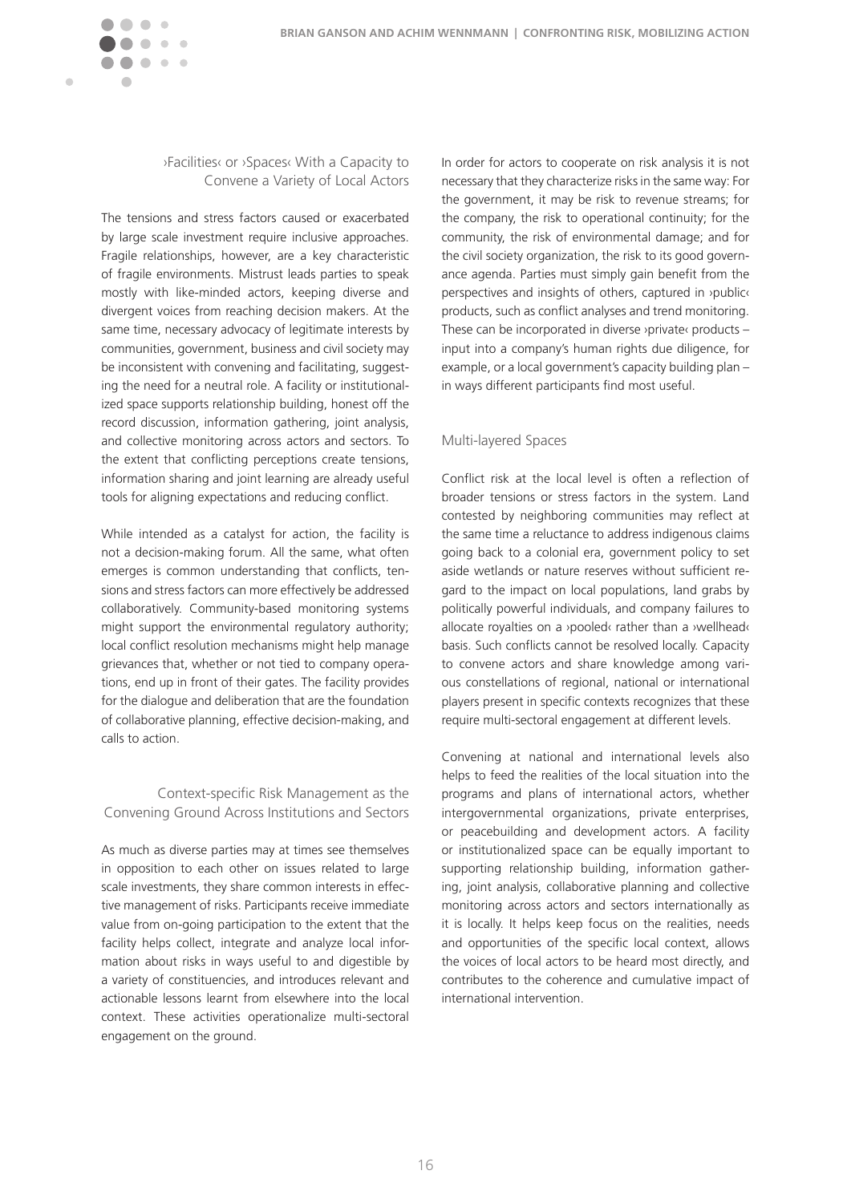### ›Facilities‹ or ›Spaces‹ With a Capacity to Convene a Variety of Local Actors

The tensions and stress factors caused or exacerbated by large scale investment require inclusive approaches. Fragile relationships, however, are a key characteristic of fragile environments. Mistrust leads parties to speak mostly with like-minded actors, keeping diverse and divergent voices from reaching decision makers. At the same time, necessary advocacy of legitimate interests by communities, government, business and civil society may be inconsistent with convening and facilitating, suggesting the need for a neutral role. A facility or institutionalized space supports relationship building, honest off the record discussion, information gathering, joint analysis, and collective monitoring across actors and sectors. To the extent that conflicting perceptions create tensions, information sharing and joint learning are already useful tools for aligning expectations and reducing conflict.

While intended as a catalyst for action, the facility is not a decision-making forum. All the same, what often emerges is common understanding that conflicts, tensions and stress factors can more effectively be addressed collaboratively. Community-based monitoring systems might support the environmental regulatory authority; local conflict resolution mechanisms might help manage grievances that, whether or not tied to company operations, end up in front of their gates. The facility provides for the dialogue and deliberation that are the foundation of collaborative planning, effective decision-making, and calls to action.

### Context-specific Risk Management as the Convening Ground Across Institutions and Sectors

As much as diverse parties may at times see themselves in opposition to each other on issues related to large scale investments, they share common interests in effective management of risks. Participants receive immediate value from on-going participation to the extent that the facility helps collect, integrate and analyze local information about risks in ways useful to and digestible by a variety of constituencies, and introduces relevant and actionable lessons learnt from elsewhere into the local context. These activities operationalize multi-sectoral engagement on the ground.

In order for actors to cooperate on risk analysis it is not necessary that they characterize risks in the same way: For the government, it may be risk to revenue streams; for the company, the risk to operational continuity; for the community, the risk of environmental damage; and for the civil society organization, the risk to its good governance agenda. Parties must simply gain benefit from the perspectives and insights of others, captured in ›public‹ products, such as conflict analyses and trend monitoring. These can be incorporated in diverse ›private‹ products – input into a company's human rights due diligence, for example, or a local government's capacity building plan – in ways different participants find most useful.

### Multi-layered Spaces

Conflict risk at the local level is often a reflection of broader tensions or stress factors in the system. Land contested by neighboring communities may reflect at the same time a reluctance to address indigenous claims going back to a colonial era, government policy to set aside wetlands or nature reserves without sufficient regard to the impact on local populations, land grabs by politically powerful individuals, and company failures to allocate royalties on a ›pooled‹ rather than a ›wellhead‹ basis. Such conflicts cannot be resolved locally. Capacity to convene actors and share knowledge among various constellations of regional, national or international players present in specific contexts recognizes that these require multi-sectoral engagement at different levels.

Convening at national and international levels also helps to feed the realities of the local situation into the programs and plans of international actors, whether intergovernmental organizations, private enterprises, or peacebuilding and development actors. A facility or institutionalized space can be equally important to supporting relationship building, information gathering, joint analysis, collaborative planning and collective monitoring across actors and sectors internationally as it is locally. It helps keep focus on the realities, needs and opportunities of the specific local context, allows the voices of local actors to be heard most directly, and contributes to the coherence and cumulative impact of international intervention.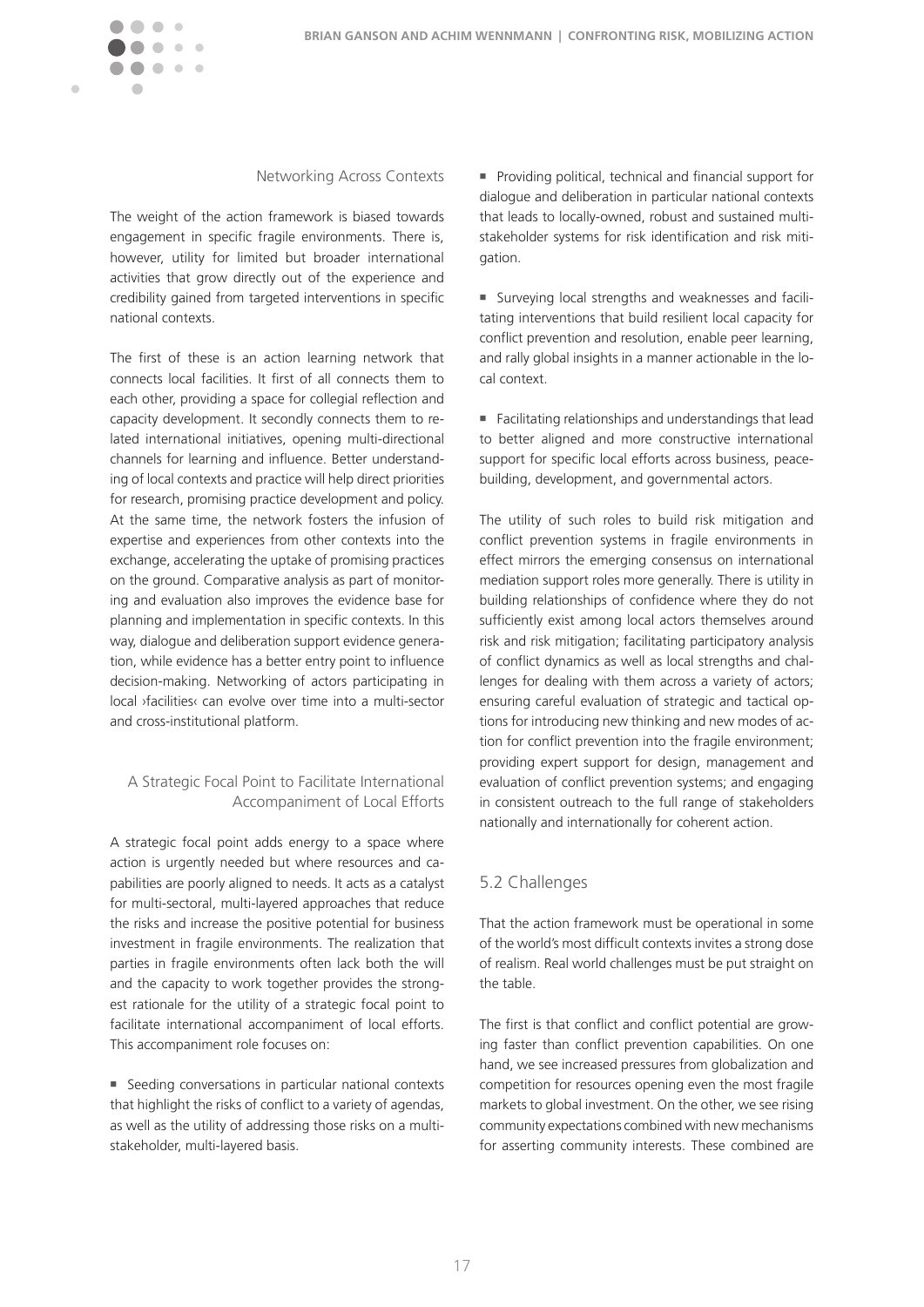### Networking Across Contexts

The weight of the action framework is biased towards engagement in specific fragile environments. There is, however, utility for limited but broader international activities that grow directly out of the experience and credibility gained from targeted interventions in specific national contexts.

The first of these is an action learning network that connects local facilities. It first of all connects them to each other, providing a space for collegial reflection and capacity development. It secondly connects them to related international initiatives, opening multi-directional channels for learning and influence. Better understanding of local contexts and practice will help direct priorities for research, promising practice development and policy. At the same time, the network fosters the infusion of expertise and experiences from other contexts into the exchange, accelerating the uptake of promising practices on the ground. Comparative analysis as part of monitoring and evaluation also improves the evidence base for planning and implementation in specific contexts. In this way, dialogue and deliberation support evidence generation, while evidence has a better entry point to influence decision-making. Networking of actors participating in local ›facilities‹ can evolve over time into a multi-sector and cross-institutional platform.

### A Strategic Focal Point to Facilitate International Accompaniment of Local Efforts

A strategic focal point adds energy to a space where action is urgently needed but where resources and capabilities are poorly aligned to needs. It acts as a catalyst for multi-sectoral, multi-layered approaches that reduce the risks and increase the positive potential for business investment in fragile environments. The realization that parties in fragile environments often lack both the will and the capacity to work together provides the strongest rationale for the utility of a strategic focal point to facilitate international accompaniment of local efforts. This accompaniment role focuses on:

- Seeding conversations in particular national contexts that highlight the risks of conflict to a variety of agendas, as well as the utility of addressing those risks on a multi-stakeholder, multi-layered basis.
- Providing political, technical and financial support for dialogue and deliberation in particular national contexts that leads to locally-owned, robust and sustained multi-stakeholder systems for risk identification and risk mitigation.
- Surveying local strengths and weaknesses and facilitating interventions that build resilient local capacity for conflict prevention and resolution, enable peer learning, and rally global insights in a manner actionable in the local context.
- Facilitating relationships and understandings that lead to better aligned and more constructive international support for specific local efforts across business, peacebuilding, development, and governmental actors.

The utility of such roles to build risk mitigation and conflict prevention systems in fragile environments in effect mirrors the emerging consensus on international mediation support roles more generally. There is utility in building relationships of confidence where they do not sufficiently exist among local actors themselves around risk and risk mitigation; facilitating participatory analysis of conflict dynamics as well as local strengths and challenges for dealing with them across a variety of actors; ensuring careful evaluation of strategic and tactical options for introducing new thinking and new modes of action for conflict prevention into the fragile environment; providing expert support for design, management and evaluation of conflict prevention systems; and engaging in consistent outreach to the full range of stakeholders nationally and internationally for coherent action.

## 5.2 Challenges

That the action framework must be operational in some of the world's most difficult contexts invites a strong dose of realism. Real world challenges must be put straight on the table.

The first is that conflict and conflict potential are growing faster than conflict prevention capabilities. On one hand, we see increased pressures from globalization and competition for resources opening even the most fragile markets to global investment. On the other, we see rising community expectations combined with new mechanisms for asserting community interests. These combined are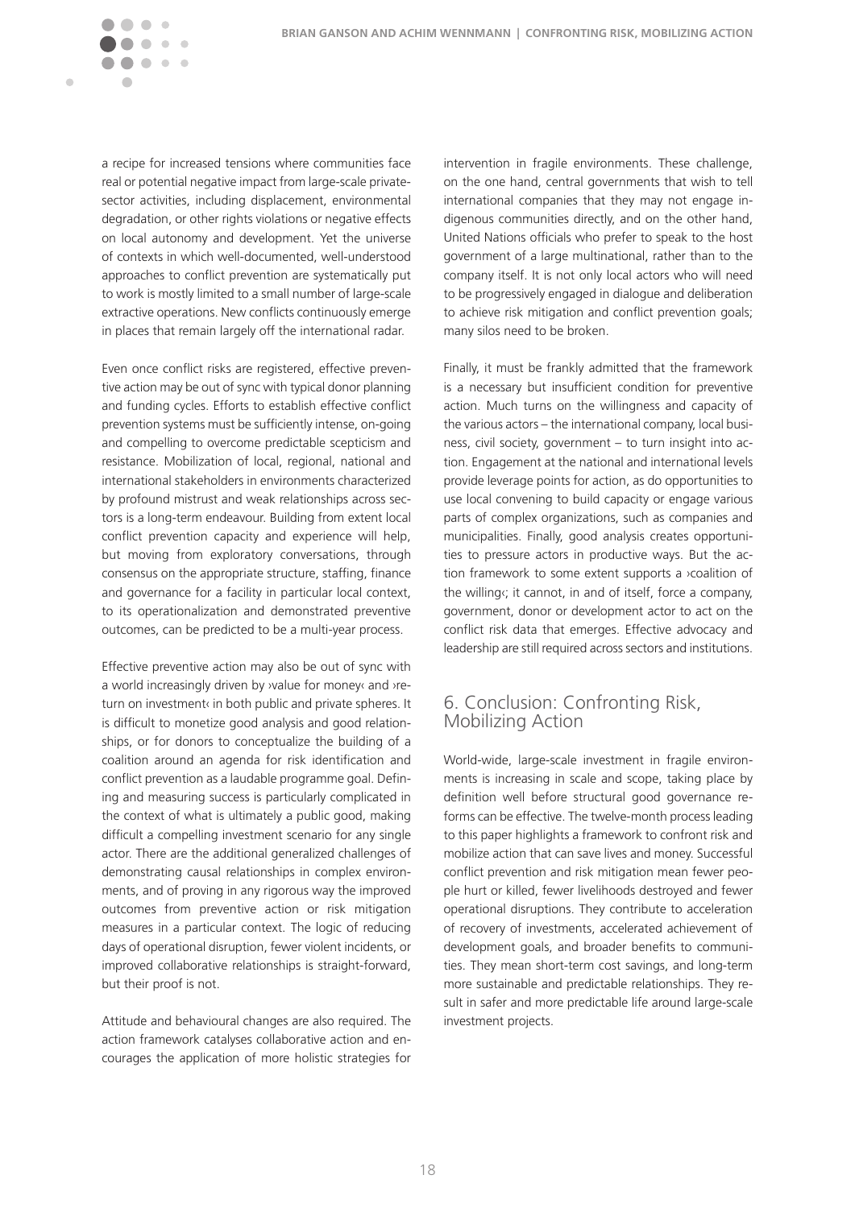a recipe for increased tensions where communities face real or potential negative impact from large-scale private-sector activities, including displacement, environmental degradation, or other rights violations or negative effects on local autonomy and development. Yet the universe of contexts in which well-documented, well-understood approaches to conflict prevention are systematically put to work is mostly limited to a small number of large-scale extractive operations. New conflicts continuously emerge in places that remain largely off the international radar.

Even once conflict risks are registered, effective preventive action may be out of sync with typical donor planning and funding cycles. Efforts to establish effective conflict prevention systems must be sufficiently intense, on-going and compelling to overcome predictable scepticism and resistance. Mobilization of local, regional, national and international stakeholders in environments characterized by profound mistrust and weak relationships across sectors is a long-term endeavour. Building from extent local conflict prevention capacity and experience will help, but moving from exploratory conversations, through consensus on the appropriate structure, staffing, finance and governance for a facility in particular local context, to its operationalization and demonstrated preventive outcomes, can be predicted to be a multi-year process.

Effective preventive action may also be out of sync with a world increasingly driven by ›value for money‹ and ›return on investment‹ in both public and private spheres. It is difficult to monetize good analysis and good relationships, or for donors to conceptualize the building of a coalition around an agenda for risk identification and conflict prevention as a laudable programme goal. Defining and measuring success is particularly complicated in the context of what is ultimately a public good, making difficult a compelling investment scenario for any single actor. There are the additional generalized challenges of demonstrating causal relationships in complex environments, and of proving in any rigorous way the improved outcomes from preventive action or risk mitigation measures in a particular context. The logic of reducing days of operational disruption, fewer violent incidents, or improved collaborative relationships is straight-forward, but their proof is not.

Attitude and behavioural changes are also required. The action framework catalyses collaborative action and encourages the application of more holistic strategies for intervention in fragile environments. These challenge, on the one hand, central governments that wish to tell international companies that they may not engage indigenous communities directly, and on the other hand, United Nations officials who prefer to speak to the host government of a large multinational, rather than to the company itself. It is not only local actors who will need to be progressively engaged in dialogue and deliberation to achieve risk mitigation and conflict prevention goals; many silos need to be broken.

Finally, it must be frankly admitted that the framework is a necessary but insufficient condition for preventive action. Much turns on the willingness and capacity of the various actors – the international company, local business, civil society, government – to turn insight into action. Engagement at the national and international levels provide leverage points for action, as do opportunities to use local convening to build capacity or engage various parts of complex organizations, such as companies and municipalities. Finally, good analysis creates opportunities to pressure actors in productive ways. But the action framework to some extent supports a ›coalition of the willing‹; it cannot, in and of itself, force a company, government, donor or development actor to act on the conflict risk data that emerges. Effective advocacy and leadership are still required across sectors and institutions.

## 6. Conclusion: Confronting Risk, Mobilizing Action

World-wide, large-scale investment in fragile environments is increasing in scale and scope, taking place by definition well before structural good governance reforms can be effective. The twelve-month process leading to this paper highlights a framework to confront risk and mobilize action that can save lives and money. Successful conflict prevention and risk mitigation mean fewer people hurt or killed, fewer livelihoods destroyed and fewer operational disruptions. They contribute to acceleration of recovery of investments, accelerated achievement of development goals, and broader benefits to communities. They mean short-term cost savings, and long-term more sustainable and predictable relationships. They result in safer and more predictable life around large-scale investment projects.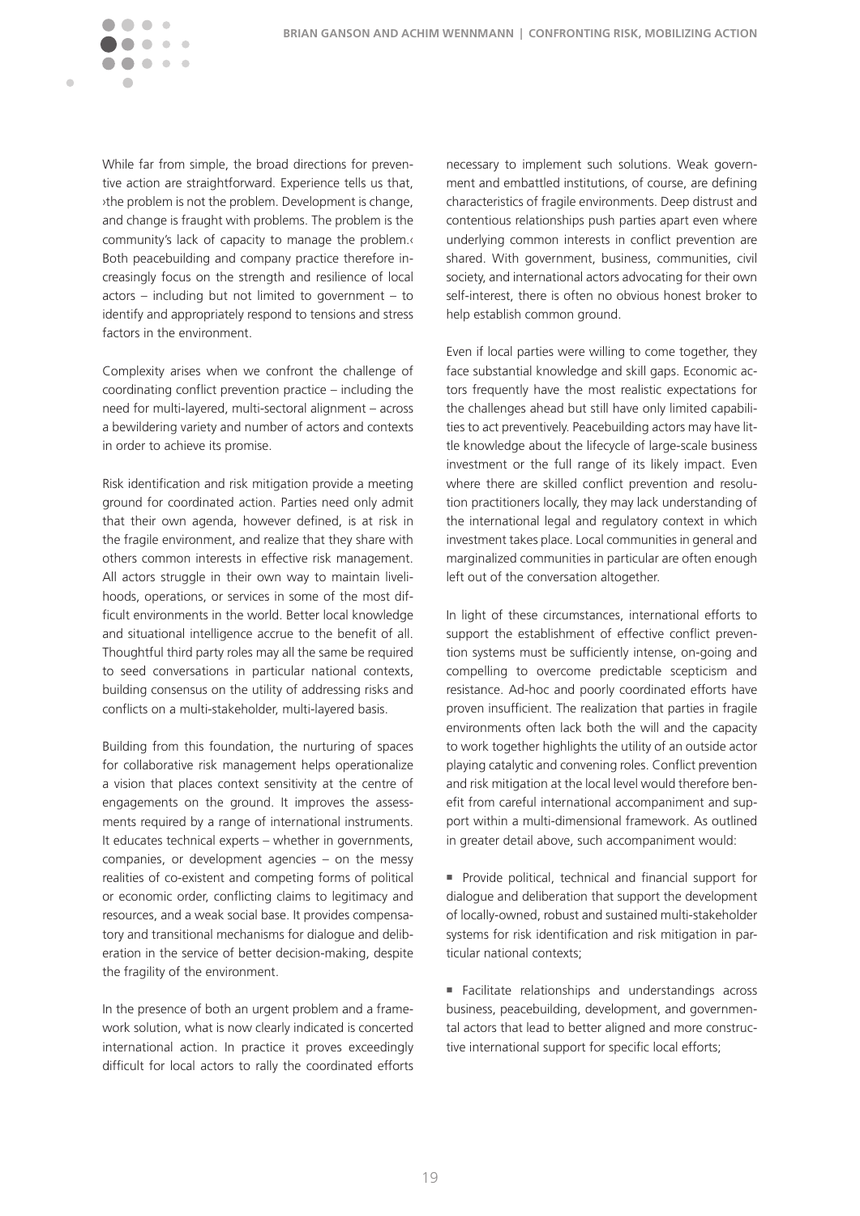While far from simple, the broad directions for preventive action are straightforward. Experience tells us that, ›the problem is not the problem. Development is change, and change is fraught with problems. The problem is the community's lack of capacity to manage the problem.‹ Both peacebuilding and company practice therefore increasingly focus on the strength and resilience of local actors – including but not limited to government – to identify and appropriately respond to tensions and stress factors in the environment.

Complexity arises when we confront the challenge of coordinating conflict prevention practice – including the need for multi-layered, multi-sectoral alignment – across a bewildering variety and number of actors and contexts in order to achieve its promise.

Risk identification and risk mitigation provide a meeting ground for coordinated action. Parties need only admit that their own agenda, however defined, is at risk in the fragile environment, and realize that they share with others common interests in effective risk management. All actors struggle in their own way to maintain livelihoods, operations, or services in some of the most difficult environments in the world. Better local knowledge and situational intelligence accrue to the benefit of all. Thoughtful third party roles may all the same be required to seed conversations in particular national contexts, building consensus on the utility of addressing risks and conflicts on a multi-stakeholder, multi-layered basis.

Building from this foundation, the nurturing of spaces for collaborative risk management helps operationalize a vision that places context sensitivity at the centre of engagements on the ground. It improves the assessments required by a range of international instruments. It educates technical experts – whether in governments, companies, or development agencies – on the messy realities of co-existent and competing forms of political or economic order, conflicting claims to legitimacy and resources, and a weak social base. It provides compensatory and transitional mechanisms for dialogue and deliberation in the service of better decision-making, despite the fragility of the environment.

In the presence of both an urgent problem and a framework solution, what is now clearly indicated is concerted international action. In practice it proves exceedingly difficult for local actors to rally the coordinated efforts necessary to implement such solutions. Weak government and embattled institutions, of course, are defining characteristics of fragile environments. Deep distrust and contentious relationships push parties apart even where underlying common interests in conflict prevention are shared. With government, business, communities, civil society, and international actors advocating for their own self-interest, there is often no obvious honest broker to help establish common ground.

Even if local parties were willing to come together, they face substantial knowledge and skill gaps. Economic actors frequently have the most realistic expectations for the challenges ahead but still have only limited capabilities to act preventively. Peacebuilding actors may have little knowledge about the lifecycle of large-scale business investment or the full range of its likely impact. Even where there are skilled conflict prevention and resolution practitioners locally, they may lack understanding of the international legal and regulatory context in which investment takes place. Local communities in general and marginalized communities in particular are often enough left out of the conversation altogether.

In light of these circumstances, international efforts to support the establishment of effective conflict prevention systems must be sufficiently intense, on-going and compelling to overcome predictable scepticism and resistance. Ad-hoc and poorly coordinated efforts have proven insufficient. The realization that parties in fragile environments often lack both the will and the capacity to work together highlights the utility of an outside actor playing catalytic and convening roles. Conflict prevention and risk mitigation at the local level would therefore benefit from careful international accompaniment and support within a multi-dimensional framework. As outlined in greater detail above, such accompaniment would:

- Provide political, technical and financial support for dialogue and deliberation that support the development of locally-owned, robust and sustained multi-stakeholder systems for risk identification and risk mitigation in particular national contexts;
- Facilitate relationships and understandings across business, peacebuilding, development, and governmental actors that lead to better aligned and more constructive international support for specific local efforts;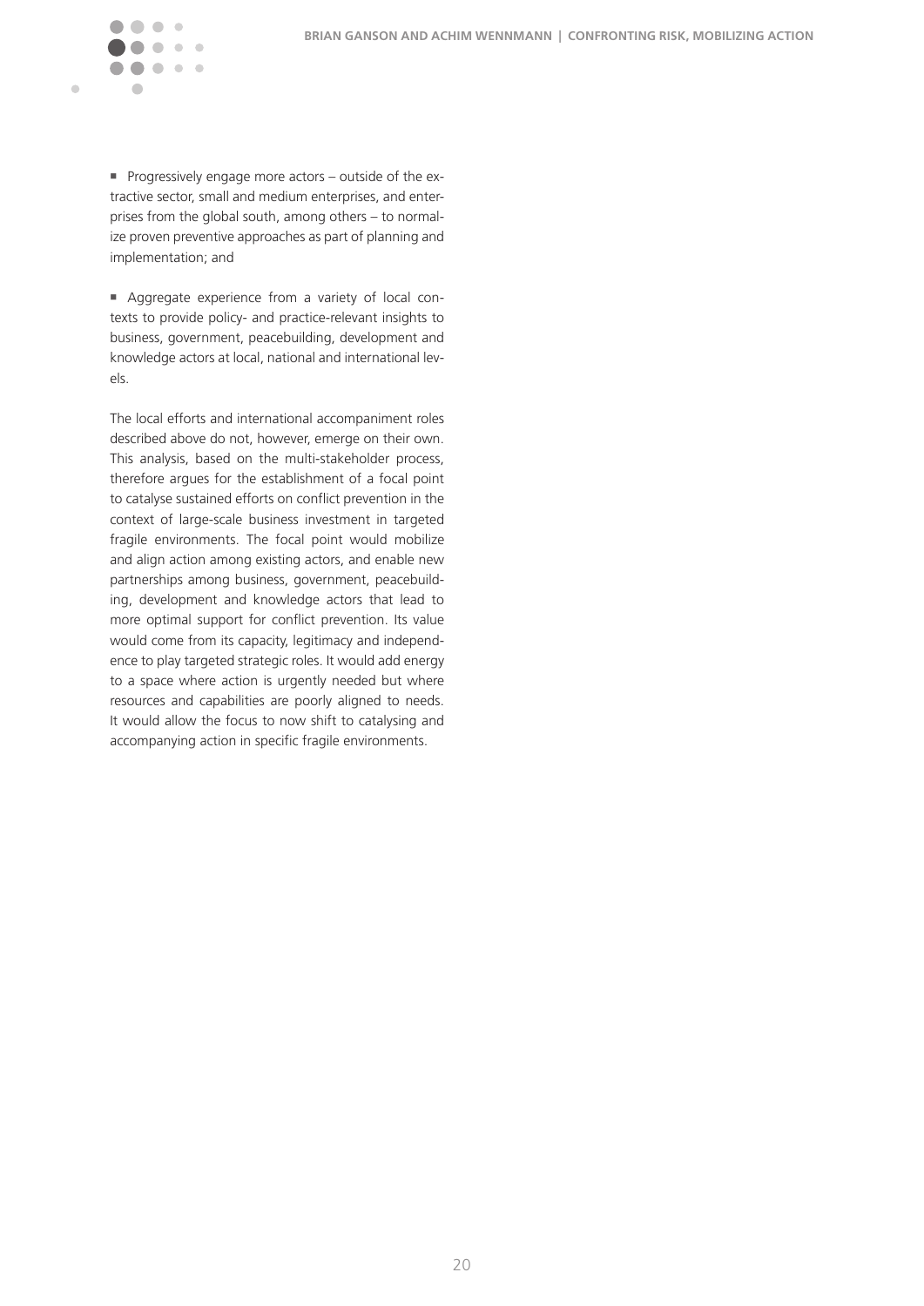- Progressively engage more actors – outside of the extractive sector, small and medium enterprises, and enterprises from the global south, among others – to normalize proven preventive approaches as part of planning and implementation; and

- Aggregate experience from a variety of local contexts to provide policy- and practice-relevant insights to business, government, peacebuilding, development and knowledge actors at local, national and international levels.

The local efforts and international accompaniment roles described above do not, however, emerge on their own. This analysis, based on the multi-stakeholder process, therefore argues for the establishment of a focal point to catalyse sustained efforts on conflict prevention in the context of large-scale business investment in targeted fragile environments. The focal point would mobilize and align action among existing actors, and enable new partnerships among business, government, peacebuilding, development and knowledge actors that lead to more optimal support for conflict prevention. Its value would come from its capacity, legitimacy and independence to play targeted strategic roles. It would add energy to a space where action is urgently needed but where resources and capabilities are poorly aligned to needs. It would allow the focus to now shift to catalysing and accompanying action in specific fragile environments.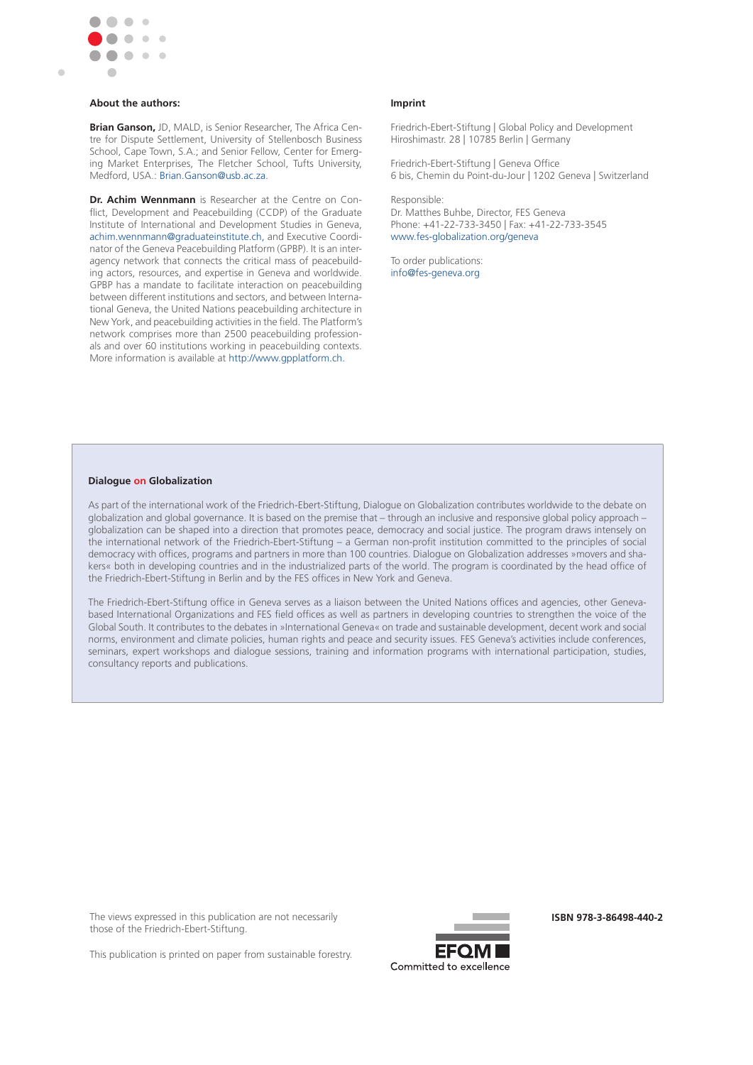### About the authors:

**Brian Ganson,** JD, MALD, is Senior Researcher, The Africa Centre for Dispute Settlement, University of Stellenbosch Business School, Cape Town, S.A.; and Senior Fellow, Center for Emerging Market Enterprises, The Fletcher School, Tufts University, Medford, USA.: Brian.Ganson@usb.ac.za.

**Dr. Achim Wennmann** is Researcher at the Centre on Conflict, Development and Peacebuilding (CCDP) of the Graduate Institute of International and Development Studies in Geneva, achim.wennmann@graduateinstitute.ch, and Executive Coordinator of the Geneva Peacebuilding Platform (GPBP). It is an inter-agency network that connects the critical mass of peacebuilding actors, resources, and expertise in Geneva and worldwide. GPBP has a mandate to facilitate interaction on peacebuilding between different institutions and sectors, and between International Geneva, the United Nations peacebuilding architecture in New York, and peacebuilding activities in the field. The Platform's network comprises more than 2500 peacebuilding professionals and over 60 institutions working in peacebuilding contexts. More information is available at http://www.gpplatform.ch.

### Imprint

Friedrich-Ebert-Stiftung | Global Policy and Development
Hiroshimastr. 28 | 10785 Berlin | Germany

Friedrich-Ebert-Stiftung | Geneva Office
6 bis, Chemin du Point-du-Jour | 1202 Geneva | Switzerland

Responsible:
Dr. Matthes Buhbe, Director, FES Geneva
Phone: +41-22-733-3450 | Fax: +41-22-733-3545
www.fes-globalization.org/geneva

To order publications:
info@fes-geneva.org

### Dialogue on Globalization

As part of the international work of the Friedrich-Ebert-Stiftung, Dialogue on Globalization contributes worldwide to the debate on globalization and global governance. It is based on the premise that – through an inclusive and responsive global policy approach – globalization can be shaped into a direction that promotes peace, democracy and social justice. The program draws intensely on the international network of the Friedrich-Ebert-Stiftung – a German non-profit institution committed to the principles of social democracy with offices, programs and partners in more than 100 countries. Dialogue on Globalization addresses »movers and shakers« both in developing countries and in the industrialized parts of the world. The program is coordinated by the head office of the Friedrich-Ebert-Stiftung in Berlin and by the FES offices in New York and Geneva.

The Friedrich-Ebert-Stiftung office in Geneva serves as a liaison between the United Nations offices and agencies, other Geneva-based International Organizations and FES field offices as well as partners in developing countries to strengthen the voice of the Global South. It contributes to the debates in »International Geneva« on trade and sustainable development, decent work and social norms, environment and climate policies, human rights and peace and security issues. FES Geneva's activities include conferences, seminars, expert workshops and dialogue sessions, training and information programs with international participation, studies, consultancy reports and publications.

The views expressed in this publication are not necessarily those of the Friedrich-Ebert-Stiftung.

This publication is printed on paper from sustainable forestry.

EFQM Committed to excellence

**ISBN 978-3-86498-440-2**